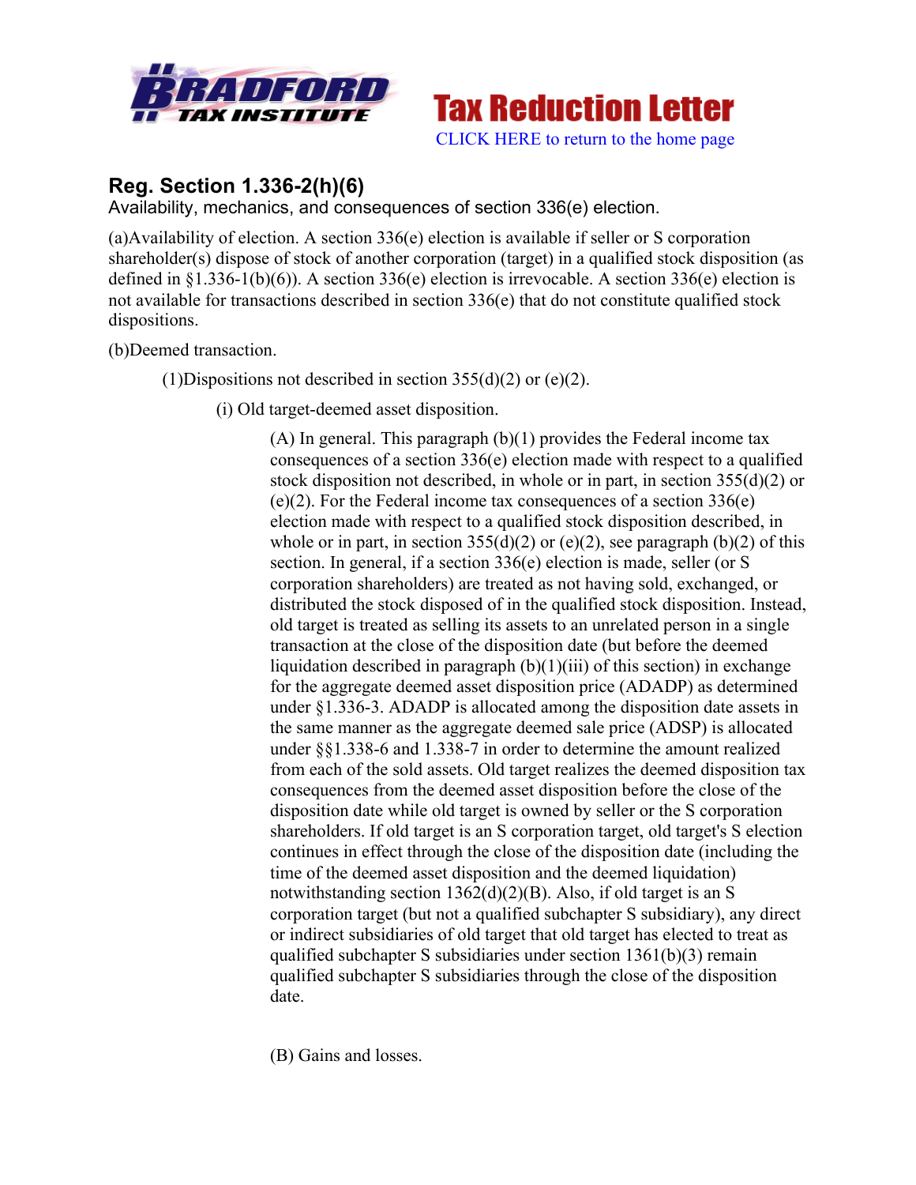Bradford Tax Institute — Tax Reduction Letter

CLICK HERE to return to the home page

## Reg. Section 1.336-2(h)(6)

Availability, mechanics, and consequences of section 336(e) election.

(a)Availability of election. A section 336(e) election is available if seller or S corporation shareholder(s) dispose of stock of another corporation (target) in a qualified stock disposition (as defined in §1.336-1(b)(6)). A section 336(e) election is irrevocable. A section 336(e) election is not available for transactions described in section 336(e) that do not constitute qualified stock dispositions.

(b)Deemed transaction.

(1)Dispositions not described in section 355(d)(2) or (e)(2).

(i) Old target-deemed asset disposition.

(A) In general. This paragraph (b)(1) provides the Federal income tax consequences of a section 336(e) election made with respect to a qualified stock disposition not described, in whole or in part, in section 355(d)(2) or (e)(2). For the Federal income tax consequences of a section 336(e) election made with respect to a qualified stock disposition described, in whole or in part, in section 355(d)(2) or (e)(2), see paragraph (b)(2) of this section. In general, if a section 336(e) election is made, seller (or S corporation shareholders) are treated as not having sold, exchanged, or distributed the stock disposed of in the qualified stock disposition. Instead, old target is treated as selling its assets to an unrelated person in a single transaction at the close of the disposition date (but before the deemed liquidation described in paragraph (b)(1)(iii) of this section) in exchange for the aggregate deemed asset disposition price (ADADP) as determined under §1.336-3. ADADP is allocated among the disposition date assets in the same manner as the aggregate deemed sale price (ADSP) is allocated under §§1.338-6 and 1.338-7 in order to determine the amount realized from each of the sold assets. Old target realizes the deemed disposition tax consequences from the deemed asset disposition before the close of the disposition date while old target is owned by seller or the S corporation shareholders. If old target is an S corporation target, old target's S election continues in effect through the close of the disposition date (including the time of the deemed asset disposition and the deemed liquidation) notwithstanding section 1362(d)(2)(B). Also, if old target is an S corporation target (but not a qualified subchapter S subsidiary), any direct or indirect subsidiaries of old target that old target has elected to treat as qualified subchapter S subsidiaries under section 1361(b)(3) remain qualified subchapter S subsidiaries through the close of the disposition date.

(B) Gains and losses.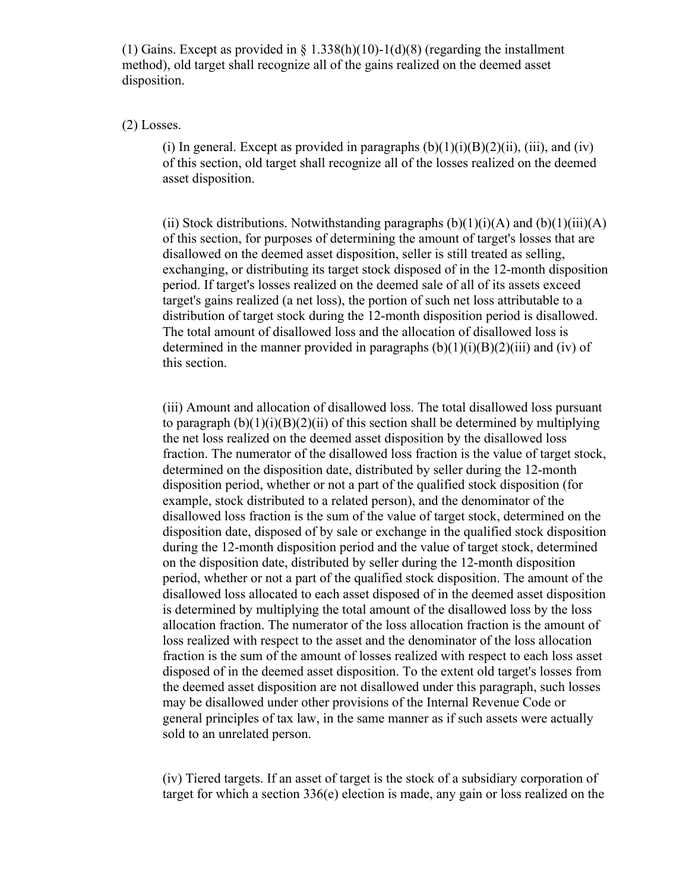(1) Gains. Except as provided in § 1.338(h)(10)-1(d)(8) (regarding the installment method), old target shall recognize all of the gains realized on the deemed asset disposition.

(2) Losses.

(i) In general. Except as provided in paragraphs (b)(1)(i)(B)(2)(ii), (iii), and (iv) of this section, old target shall recognize all of the losses realized on the deemed asset disposition.

(ii) Stock distributions. Notwithstanding paragraphs (b)(1)(i)(A) and (b)(1)(iii)(A) of this section, for purposes of determining the amount of target's losses that are disallowed on the deemed asset disposition, seller is still treated as selling, exchanging, or distributing its target stock disposed of in the 12-month disposition period. If target's losses realized on the deemed sale of all of its assets exceed target's gains realized (a net loss), the portion of such net loss attributable to a distribution of target stock during the 12-month disposition period is disallowed. The total amount of disallowed loss and the allocation of disallowed loss is determined in the manner provided in paragraphs (b)(1)(i)(B)(2)(iii) and (iv) of this section.

(iii) Amount and allocation of disallowed loss. The total disallowed loss pursuant to paragraph (b)(1)(i)(B)(2)(ii) of this section shall be determined by multiplying the net loss realized on the deemed asset disposition by the disallowed loss fraction. The numerator of the disallowed loss fraction is the value of target stock, determined on the disposition date, distributed by seller during the 12-month disposition period, whether or not a part of the qualified stock disposition (for example, stock distributed to a related person), and the denominator of the disallowed loss fraction is the sum of the value of target stock, determined on the disposition date, disposed of by sale or exchange in the qualified stock disposition during the 12-month disposition period and the value of target stock, determined on the disposition date, distributed by seller during the 12-month disposition period, whether or not a part of the qualified stock disposition. The amount of the disallowed loss allocated to each asset disposed of in the deemed asset disposition is determined by multiplying the total amount of the disallowed loss by the loss allocation fraction. The numerator of the loss allocation fraction is the amount of loss realized with respect to the asset and the denominator of the loss allocation fraction is the sum of the amount of losses realized with respect to each loss asset disposed of in the deemed asset disposition. To the extent old target's losses from the deemed asset disposition are not disallowed under this paragraph, such losses may be disallowed under other provisions of the Internal Revenue Code or general principles of tax law, in the same manner as if such assets were actually sold to an unrelated person.

(iv) Tiered targets. If an asset of target is the stock of a subsidiary corporation of target for which a section 336(e) election is made, any gain or loss realized on the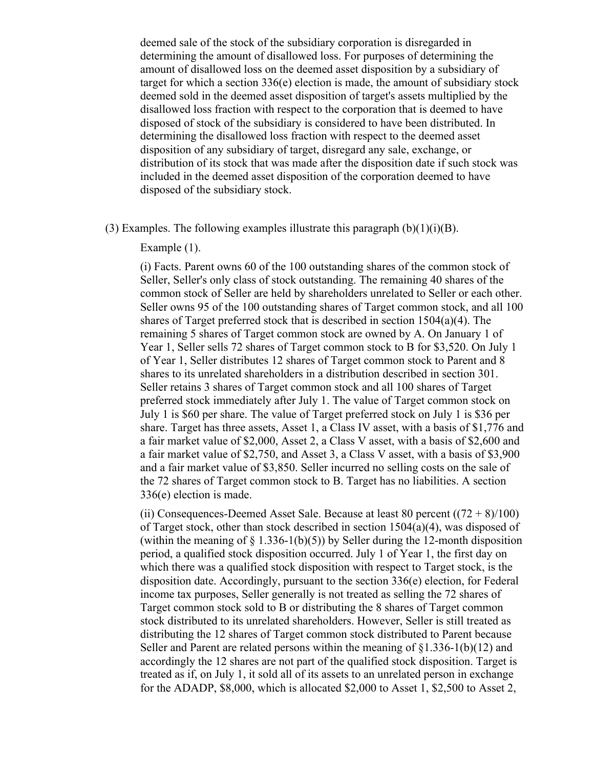deemed sale of the stock of the subsidiary corporation is disregarded in determining the amount of disallowed loss. For purposes of determining the amount of disallowed loss on the deemed asset disposition by a subsidiary of target for which a section 336(e) election is made, the amount of subsidiary stock deemed sold in the deemed asset disposition of target's assets multiplied by the disallowed loss fraction with respect to the corporation that is deemed to have disposed of stock of the subsidiary is considered to have been distributed. In determining the disallowed loss fraction with respect to the deemed asset disposition of any subsidiary of target, disregard any sale, exchange, or distribution of its stock that was made after the disposition date if such stock was included in the deemed asset disposition of the corporation deemed to have disposed of the subsidiary stock.

(3) Examples. The following examples illustrate this paragraph (b)(1)(i)(B).

Example (1).

(i) Facts. Parent owns 60 of the 100 outstanding shares of the common stock of Seller, Seller's only class of stock outstanding. The remaining 40 shares of the common stock of Seller are held by shareholders unrelated to Seller or each other. Seller owns 95 of the 100 outstanding shares of Target common stock, and all 100 shares of Target preferred stock that is described in section 1504(a)(4). The remaining 5 shares of Target common stock are owned by A. On January 1 of Year 1, Seller sells 72 shares of Target common stock to B for $3,520. On July 1 of Year 1, Seller distributes 12 shares of Target common stock to Parent and 8 shares to its unrelated shareholders in a distribution described in section 301. Seller retains 3 shares of Target common stock and all 100 shares of Target preferred stock immediately after July 1. The value of Target common stock on July 1 is $60 per share. The value of Target preferred stock on July 1 is $36 per share. Target has three assets, Asset 1, a Class IV asset, with a basis of $1,776 and a fair market value of $2,000, Asset 2, a Class V asset, with a basis of $2,600 and a fair market value of $2,750, and Asset 3, a Class V asset, with a basis of $3,900 and a fair market value of $3,850. Seller incurred no selling costs on the sale of the 72 shares of Target common stock to B. Target has no liabilities. A section 336(e) election is made.

(ii) Consequences-Deemed Asset Sale. Because at least 80 percent ((72 + 8)/100) of Target stock, other than stock described in section 1504(a)(4), was disposed of (within the meaning of § 1.336-1(b)(5)) by Seller during the 12-month disposition period, a qualified stock disposition occurred. July 1 of Year 1, the first day on which there was a qualified stock disposition with respect to Target stock, is the disposition date. Accordingly, pursuant to the section 336(e) election, for Federal income tax purposes, Seller generally is not treated as selling the 72 shares of Target common stock sold to B or distributing the 8 shares of Target common stock distributed to its unrelated shareholders. However, Seller is still treated as distributing the 12 shares of Target common stock distributed to Parent because Seller and Parent are related persons within the meaning of §1.336-1(b)(12) and accordingly the 12 shares are not part of the qualified stock disposition. Target is treated as if, on July 1, it sold all of its assets to an unrelated person in exchange for the ADADP, $8,000, which is allocated $2,000 to Asset 1, $2,500 to Asset 2,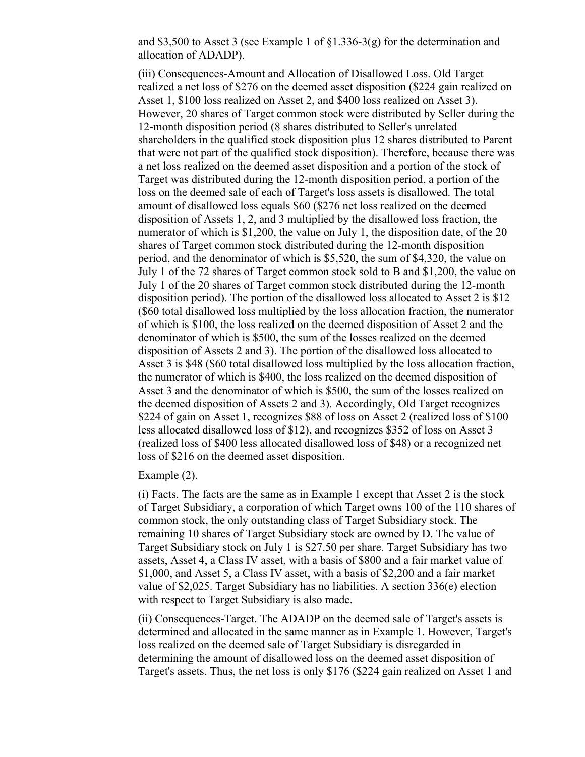and $3,500 to Asset 3 (see Example 1 of §1.336-3(g) for the determination and allocation of ADADP).

(iii) Consequences-Amount and Allocation of Disallowed Loss. Old Target realized a net loss of $276 on the deemed asset disposition ($224 gain realized on Asset 1, $100 loss realized on Asset 2, and $400 loss realized on Asset 3). However, 20 shares of Target common stock were distributed by Seller during the 12-month disposition period (8 shares distributed to Seller's unrelated shareholders in the qualified stock disposition plus 12 shares distributed to Parent that were not part of the qualified stock disposition). Therefore, because there was a net loss realized on the deemed asset disposition and a portion of the stock of Target was distributed during the 12-month disposition period, a portion of the loss on the deemed sale of each of Target's loss assets is disallowed. The total amount of disallowed loss equals $60 ($276 net loss realized on the deemed disposition of Assets 1, 2, and 3 multiplied by the disallowed loss fraction, the numerator of which is $1,200, the value on July 1, the disposition date, of the 20 shares of Target common stock distributed during the 12-month disposition period, and the denominator of which is $5,520, the sum of $4,320, the value on July 1 of the 72 shares of Target common stock sold to B and $1,200, the value on July 1 of the 20 shares of Target common stock distributed during the 12-month disposition period). The portion of the disallowed loss allocated to Asset 2 is $12 ($60 total disallowed loss multiplied by the loss allocation fraction, the numerator of which is $100, the loss realized on the deemed disposition of Asset 2 and the denominator of which is $500, the sum of the losses realized on the deemed disposition of Assets 2 and 3). The portion of the disallowed loss allocated to Asset 3 is $48 ($60 total disallowed loss multiplied by the loss allocation fraction, the numerator of which is $400, the loss realized on the deemed disposition of Asset 3 and the denominator of which is $500, the sum of the losses realized on the deemed disposition of Assets 2 and 3). Accordingly, Old Target recognizes $224 of gain on Asset 1, recognizes $88 of loss on Asset 2 (realized loss of $100 less allocated disallowed loss of $12), and recognizes $352 of loss on Asset 3 (realized loss of $400 less allocated disallowed loss of $48) or a recognized net loss of $216 on the deemed asset disposition.

Example (2).

(i) Facts. The facts are the same as in Example 1 except that Asset 2 is the stock of Target Subsidiary, a corporation of which Target owns 100 of the 110 shares of common stock, the only outstanding class of Target Subsidiary stock. The remaining 10 shares of Target Subsidiary stock are owned by D. The value of Target Subsidiary stock on July 1 is $27.50 per share. Target Subsidiary has two assets, Asset 4, a Class IV asset, with a basis of $800 and a fair market value of $1,000, and Asset 5, a Class IV asset, with a basis of $2,200 and a fair market value of $2,025. Target Subsidiary has no liabilities. A section 336(e) election with respect to Target Subsidiary is also made.

(ii) Consequences-Target. The ADADP on the deemed sale of Target's assets is determined and allocated in the same manner as in Example 1. However, Target's loss realized on the deemed sale of Target Subsidiary is disregarded in determining the amount of disallowed loss on the deemed asset disposition of Target's assets. Thus, the net loss is only $176 ($224 gain realized on Asset 1 and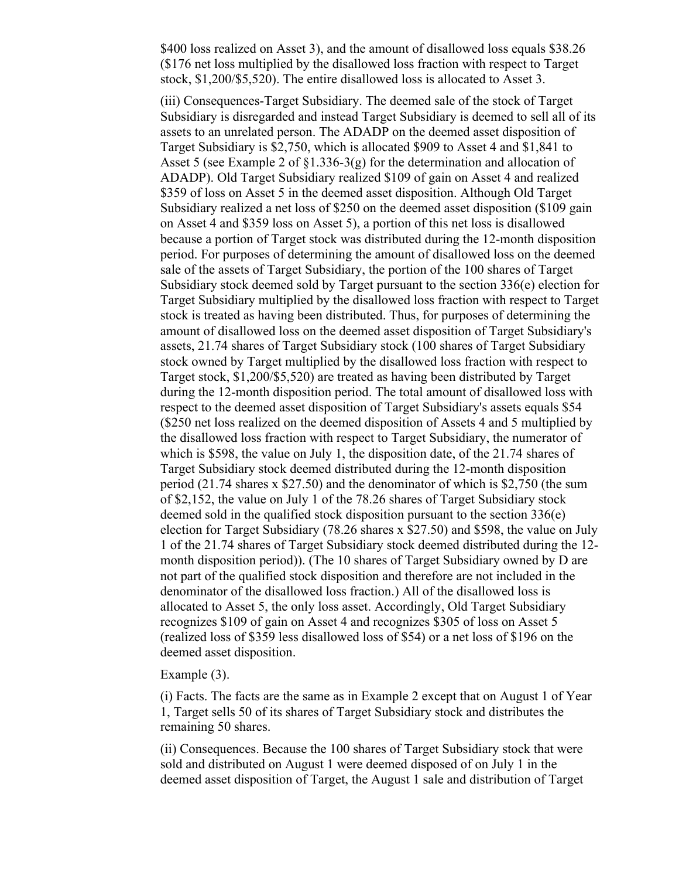$400 loss realized on Asset 3), and the amount of disallowed loss equals $38.26 ($176 net loss multiplied by the disallowed loss fraction with respect to Target stock, $1,200/$5,520). The entire disallowed loss is allocated to Asset 3.

(iii) Consequences-Target Subsidiary. The deemed sale of the stock of Target Subsidiary is disregarded and instead Target Subsidiary is deemed to sell all of its assets to an unrelated person. The ADADP on the deemed asset disposition of Target Subsidiary is $2,750, which is allocated $909 to Asset 4 and $1,841 to Asset 5 (see Example 2 of §1.336-3(g) for the determination and allocation of ADADP). Old Target Subsidiary realized $109 of gain on Asset 4 and realized $359 of loss on Asset 5 in the deemed asset disposition. Although Old Target Subsidiary realized a net loss of $250 on the deemed asset disposition ($109 gain on Asset 4 and $359 loss on Asset 5), a portion of this net loss is disallowed because a portion of Target stock was distributed during the 12-month disposition period. For purposes of determining the amount of disallowed loss on the deemed sale of the assets of Target Subsidiary, the portion of the 100 shares of Target Subsidiary stock deemed sold by Target pursuant to the section 336(e) election for Target Subsidiary multiplied by the disallowed loss fraction with respect to Target stock is treated as having been distributed. Thus, for purposes of determining the amount of disallowed loss on the deemed asset disposition of Target Subsidiary's assets, 21.74 shares of Target Subsidiary stock (100 shares of Target Subsidiary stock owned by Target multiplied by the disallowed loss fraction with respect to Target stock, $1,200/$5,520) are treated as having been distributed by Target during the 12-month disposition period. The total amount of disallowed loss with respect to the deemed asset disposition of Target Subsidiary's assets equals $54 ($250 net loss realized on the deemed disposition of Assets 4 and 5 multiplied by the disallowed loss fraction with respect to Target Subsidiary, the numerator of which is $598, the value on July 1, the disposition date, of the 21.74 shares of Target Subsidiary stock deemed distributed during the 12-month disposition period (21.74 shares x $27.50) and the denominator of which is $2,750 (the sum of $2,152, the value on July 1 of the 78.26 shares of Target Subsidiary stock deemed sold in the qualified stock disposition pursuant to the section 336(e) election for Target Subsidiary (78.26 shares x $27.50) and $598, the value on July 1 of the 21.74 shares of Target Subsidiary stock deemed distributed during the 12-month disposition period)). (The 10 shares of Target Subsidiary owned by D are not part of the qualified stock disposition and therefore are not included in the denominator of the disallowed loss fraction.) All of the disallowed loss is allocated to Asset 5, the only loss asset. Accordingly, Old Target Subsidiary recognizes $109 of gain on Asset 4 and recognizes $305 of loss on Asset 5 (realized loss of $359 less disallowed loss of $54) or a net loss of $196 on the deemed asset disposition.

Example (3).

(i) Facts. The facts are the same as in Example 2 except that on August 1 of Year 1, Target sells 50 of its shares of Target Subsidiary stock and distributes the remaining 50 shares.

(ii) Consequences. Because the 100 shares of Target Subsidiary stock that were sold and distributed on August 1 were deemed disposed of on July 1 in the deemed asset disposition of Target, the August 1 sale and distribution of Target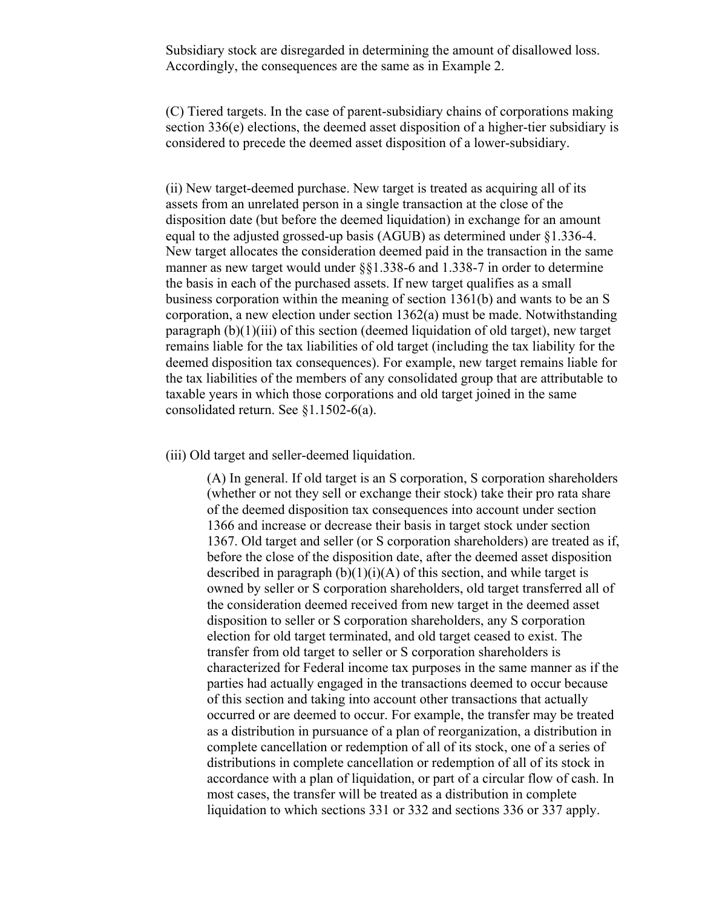Subsidiary stock are disregarded in determining the amount of disallowed loss. Accordingly, the consequences are the same as in Example 2.

(C) Tiered targets. In the case of parent-subsidiary chains of corporations making section 336(e) elections, the deemed asset disposition of a higher-tier subsidiary is considered to precede the deemed asset disposition of a lower-subsidiary.

(ii) New target-deemed purchase. New target is treated as acquiring all of its assets from an unrelated person in a single transaction at the close of the disposition date (but before the deemed liquidation) in exchange for an amount equal to the adjusted grossed-up basis (AGUB) as determined under §1.336-4. New target allocates the consideration deemed paid in the transaction in the same manner as new target would under §§1.338-6 and 1.338-7 in order to determine the basis in each of the purchased assets. If new target qualifies as a small business corporation within the meaning of section 1361(b) and wants to be an S corporation, a new election under section 1362(a) must be made. Notwithstanding paragraph (b)(1)(iii) of this section (deemed liquidation of old target), new target remains liable for the tax liabilities of old target (including the tax liability for the deemed disposition tax consequences). For example, new target remains liable for the tax liabilities of the members of any consolidated group that are attributable to taxable years in which those corporations and old target joined in the same consolidated return. See §1.1502-6(a).

(iii) Old target and seller-deemed liquidation.

> (A) In general. If old target is an S corporation, S corporation shareholders (whether or not they sell or exchange their stock) take their pro rata share of the deemed disposition tax consequences into account under section 1366 and increase or decrease their basis in target stock under section 1367. Old target and seller (or S corporation shareholders) are treated as if, before the close of the disposition date, after the deemed asset disposition described in paragraph (b)(1)(i)(A) of this section, and while target is owned by seller or S corporation shareholders, old target transferred all of the consideration deemed received from new target in the deemed asset disposition to seller or S corporation shareholders, any S corporation election for old target terminated, and old target ceased to exist. The transfer from old target to seller or S corporation shareholders is characterized for Federal income tax purposes in the same manner as if the parties had actually engaged in the transactions deemed to occur because of this section and taking into account other transactions that actually occurred or are deemed to occur. For example, the transfer may be treated as a distribution in pursuance of a plan of reorganization, a distribution in complete cancellation or redemption of all of its stock, one of a series of distributions in complete cancellation or redemption of all of its stock in accordance with a plan of liquidation, or part of a circular flow of cash. In most cases, the transfer will be treated as a distribution in complete liquidation to which sections 331 or 332 and sections 336 or 337 apply.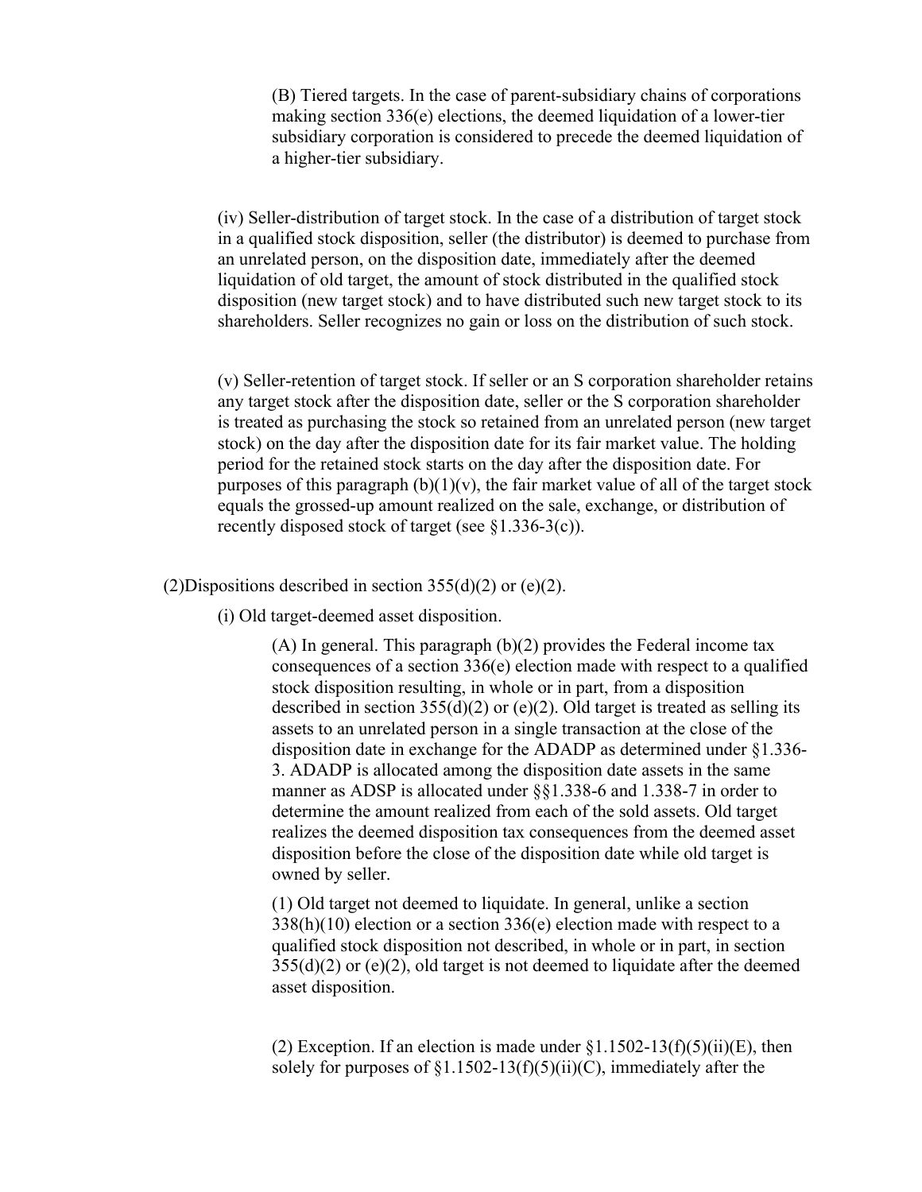(B) Tiered targets. In the case of parent-subsidiary chains of corporations making section 336(e) elections, the deemed liquidation of a lower-tier subsidiary corporation is considered to precede the deemed liquidation of a higher-tier subsidiary.

(iv) Seller-distribution of target stock. In the case of a distribution of target stock in a qualified stock disposition, seller (the distributor) is deemed to purchase from an unrelated person, on the disposition date, immediately after the deemed liquidation of old target, the amount of stock distributed in the qualified stock disposition (new target stock) and to have distributed such new target stock to its shareholders. Seller recognizes no gain or loss on the distribution of such stock.

(v) Seller-retention of target stock. If seller or an S corporation shareholder retains any target stock after the disposition date, seller or the S corporation shareholder is treated as purchasing the stock so retained from an unrelated person (new target stock) on the day after the disposition date for its fair market value. The holding period for the retained stock starts on the day after the disposition date. For purposes of this paragraph (b)(1)(v), the fair market value of all of the target stock equals the grossed-up amount realized on the sale, exchange, or distribution of recently disposed stock of target (see §1.336-3(c)).

(2)Dispositions described in section 355(d)(2) or (e)(2).

(i) Old target-deemed asset disposition.

(A) In general. This paragraph (b)(2) provides the Federal income tax consequences of a section 336(e) election made with respect to a qualified stock disposition resulting, in whole or in part, from a disposition described in section 355(d)(2) or (e)(2). Old target is treated as selling its assets to an unrelated person in a single transaction at the close of the disposition date in exchange for the ADADP as determined under §1.336-3. ADADP is allocated among the disposition date assets in the same manner as ADSP is allocated under §§1.338-6 and 1.338-7 in order to determine the amount realized from each of the sold assets. Old target realizes the deemed disposition tax consequences from the deemed asset disposition before the close of the disposition date while old target is owned by seller.

(1) Old target not deemed to liquidate. In general, unlike a section 338(h)(10) election or a section 336(e) election made with respect to a qualified stock disposition not described, in whole or in part, in section 355(d)(2) or (e)(2), old target is not deemed to liquidate after the deemed asset disposition.

(2) Exception. If an election is made under §1.1502-13(f)(5)(ii)(E), then solely for purposes of §1.1502-13(f)(5)(ii)(C), immediately after the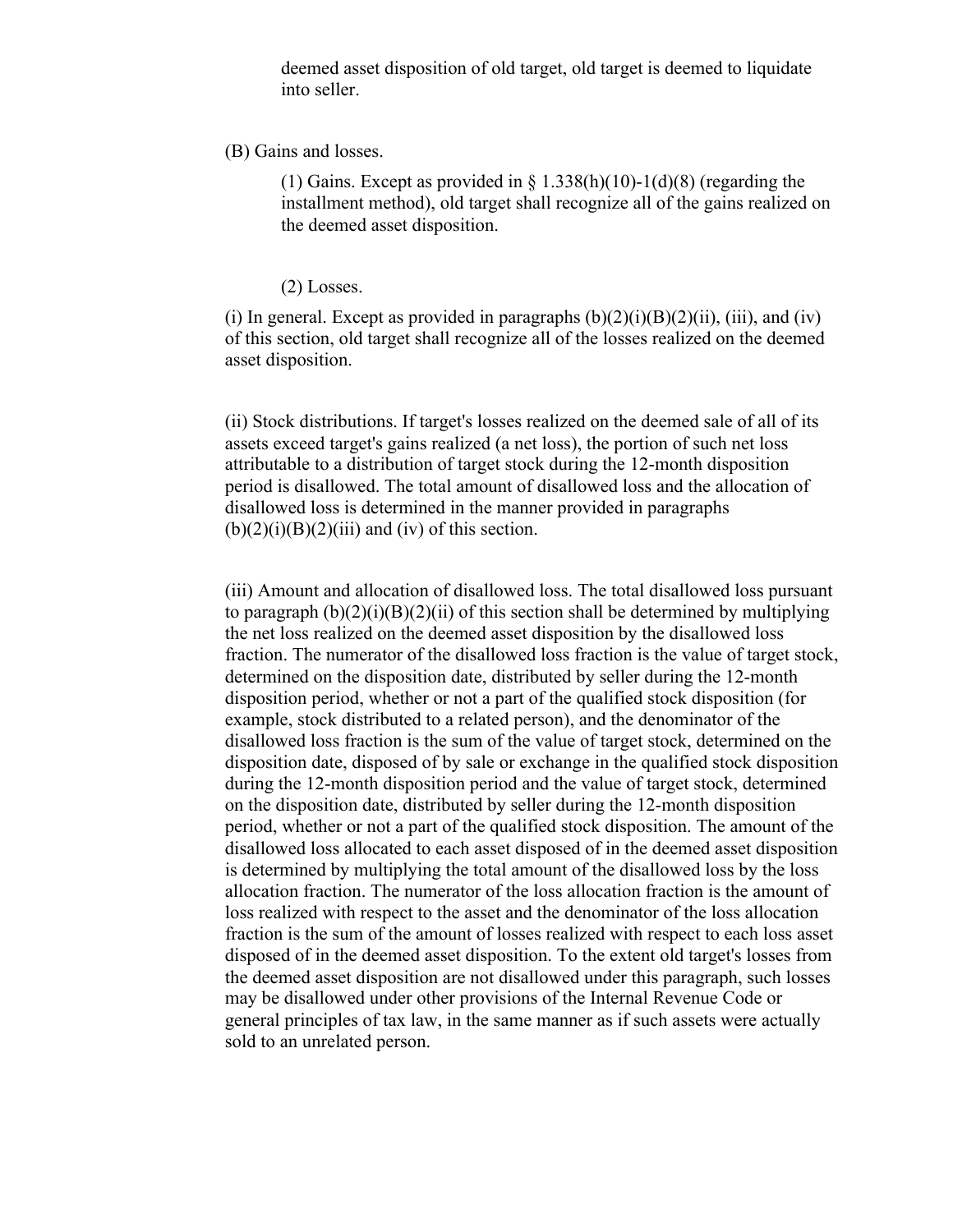deemed asset disposition of old target, old target is deemed to liquidate into seller.

(B) Gains and losses.

(1) Gains. Except as provided in § 1.338(h)(10)-1(d)(8) (regarding the installment method), old target shall recognize all of the gains realized on the deemed asset disposition.

(2) Losses.

(i) In general. Except as provided in paragraphs (b)(2)(i)(B)(2)(ii), (iii), and (iv) of this section, old target shall recognize all of the losses realized on the deemed asset disposition.

(ii) Stock distributions. If target's losses realized on the deemed sale of all of its assets exceed target's gains realized (a net loss), the portion of such net loss attributable to a distribution of target stock during the 12-month disposition period is disallowed. The total amount of disallowed loss and the allocation of disallowed loss is determined in the manner provided in paragraphs (b)(2)(i)(B)(2)(iii) and (iv) of this section.

(iii) Amount and allocation of disallowed loss. The total disallowed loss pursuant to paragraph (b)(2)(i)(B)(2)(ii) of this section shall be determined by multiplying the net loss realized on the deemed asset disposition by the disallowed loss fraction. The numerator of the disallowed loss fraction is the value of target stock, determined on the disposition date, distributed by seller during the 12-month disposition period, whether or not a part of the qualified stock disposition (for example, stock distributed to a related person), and the denominator of the disallowed loss fraction is the sum of the value of target stock, determined on the disposition date, disposed of by sale or exchange in the qualified stock disposition during the 12-month disposition period and the value of target stock, determined on the disposition date, distributed by seller during the 12-month disposition period, whether or not a part of the qualified stock disposition. The amount of the disallowed loss allocated to each asset disposed of in the deemed asset disposition is determined by multiplying the total amount of the disallowed loss by the loss allocation fraction. The numerator of the loss allocation fraction is the amount of loss realized with respect to the asset and the denominator of the loss allocation fraction is the sum of the amount of losses realized with respect to each loss asset disposed of in the deemed asset disposition. To the extent old target's losses from the deemed asset disposition are not disallowed under this paragraph, such losses may be disallowed under other provisions of the Internal Revenue Code or general principles of tax law, in the same manner as if such assets were actually sold to an unrelated person.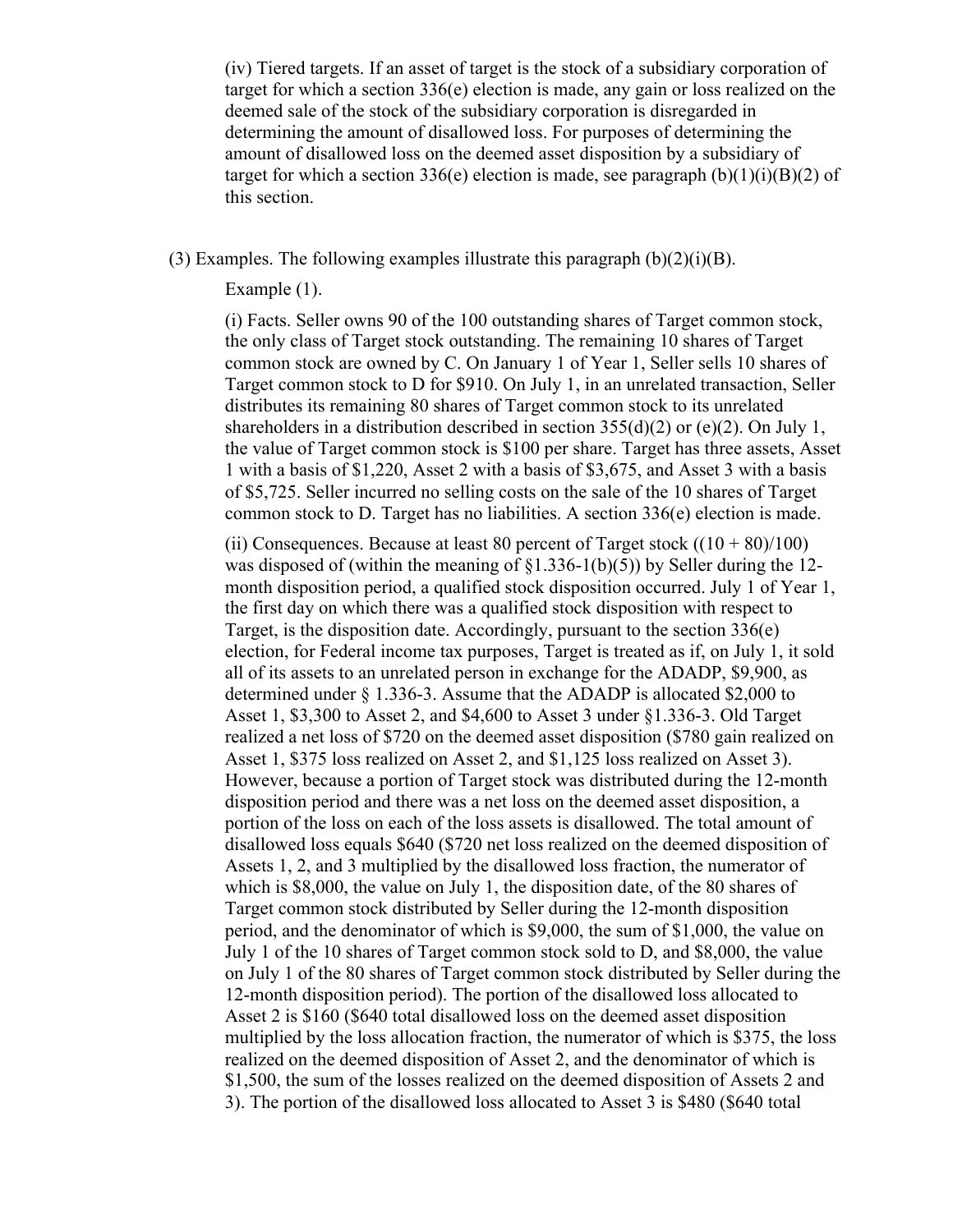(iv) Tiered targets. If an asset of target is the stock of a subsidiary corporation of target for which a section 336(e) election is made, any gain or loss realized on the deemed sale of the stock of the subsidiary corporation is disregarded in determining the amount of disallowed loss. For purposes of determining the amount of disallowed loss on the deemed asset disposition by a subsidiary of target for which a section 336(e) election is made, see paragraph (b)(1)(i)(B)(2) of this section.

(3) Examples. The following examples illustrate this paragraph (b)(2)(i)(B).

Example (1).

(i) Facts. Seller owns 90 of the 100 outstanding shares of Target common stock, the only class of Target stock outstanding. The remaining 10 shares of Target common stock are owned by C. On January 1 of Year 1, Seller sells 10 shares of Target common stock to D for \$910. On July 1, in an unrelated transaction, Seller distributes its remaining 80 shares of Target common stock to its unrelated shareholders in a distribution described in section 355(d)(2) or (e)(2). On July 1, the value of Target common stock is \$100 per share. Target has three assets, Asset 1 with a basis of \$1,220, Asset 2 with a basis of \$3,675, and Asset 3 with a basis of \$5,725. Seller incurred no selling costs on the sale of the 10 shares of Target common stock to D. Target has no liabilities. A section 336(e) election is made.

(ii) Consequences. Because at least 80 percent of Target stock ((10 + 80)/100) was disposed of (within the meaning of §1.336-1(b)(5)) by Seller during the 12-month disposition period, a qualified stock disposition occurred. July 1 of Year 1, the first day on which there was a qualified stock disposition with respect to Target, is the disposition date. Accordingly, pursuant to the section 336(e) election, for Federal income tax purposes, Target is treated as if, on July 1, it sold all of its assets to an unrelated person in exchange for the ADADP, \$9,900, as determined under § 1.336-3. Assume that the ADADP is allocated \$2,000 to Asset 1, \$3,300 to Asset 2, and \$4,600 to Asset 3 under §1.336-3. Old Target realized a net loss of \$720 on the deemed asset disposition (\$780 gain realized on Asset 1, \$375 loss realized on Asset 2, and \$1,125 loss realized on Asset 3). However, because a portion of Target stock was distributed during the 12-month disposition period and there was a net loss on the deemed asset disposition, a portion of the loss on each of the loss assets is disallowed. The total amount of disallowed loss equals \$640 (\$720 net loss realized on the deemed disposition of Assets 1, 2, and 3 multiplied by the disallowed loss fraction, the numerator of which is \$8,000, the value on July 1, the disposition date, of the 80 shares of Target common stock distributed by Seller during the 12-month disposition period, and the denominator of which is \$9,000, the sum of \$1,000, the value on July 1 of the 10 shares of Target common stock sold to D, and \$8,000, the value on July 1 of the 80 shares of Target common stock distributed by Seller during the 12-month disposition period). The portion of the disallowed loss allocated to Asset 2 is \$160 (\$640 total disallowed loss on the deemed asset disposition multiplied by the loss allocation fraction, the numerator of which is \$375, the loss realized on the deemed disposition of Asset 2, and the denominator of which is \$1,500, the sum of the losses realized on the deemed disposition of Assets 2 and 3). The portion of the disallowed loss allocated to Asset 3 is \$480 (\$640 total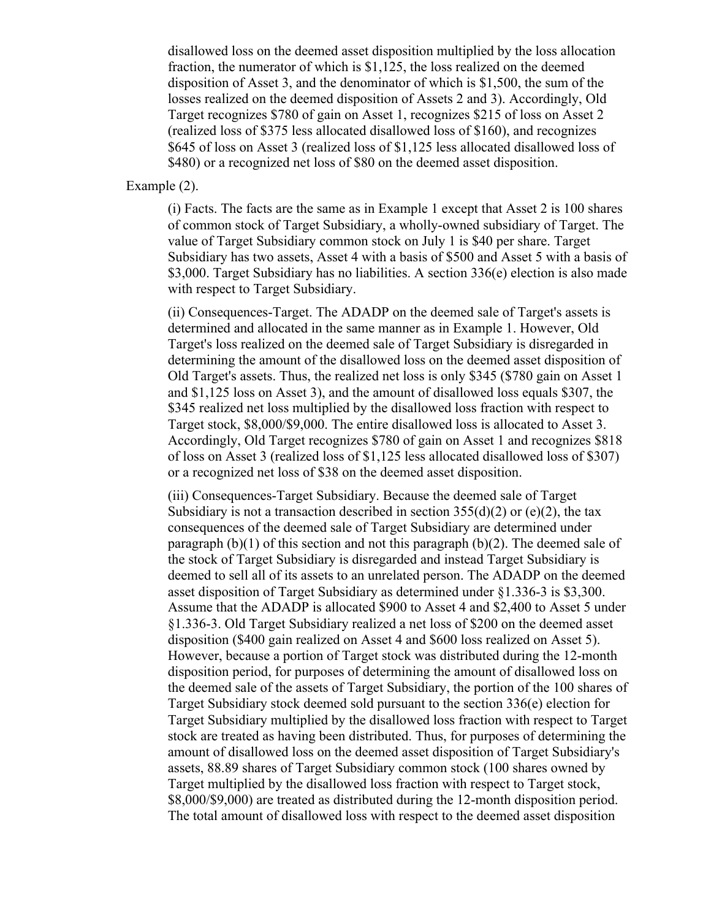disallowed loss on the deemed asset disposition multiplied by the loss allocation fraction, the numerator of which is $1,125, the loss realized on the deemed disposition of Asset 3, and the denominator of which is $1,500, the sum of the losses realized on the deemed disposition of Assets 2 and 3). Accordingly, Old Target recognizes $780 of gain on Asset 1, recognizes $215 of loss on Asset 2 (realized loss of $375 less allocated disallowed loss of $160), and recognizes $645 of loss on Asset 3 (realized loss of $1,125 less allocated disallowed loss of $480) or a recognized net loss of $80 on the deemed asset disposition.

Example (2).

(i) Facts. The facts are the same as in Example 1 except that Asset 2 is 100 shares of common stock of Target Subsidiary, a wholly-owned subsidiary of Target. The value of Target Subsidiary common stock on July 1 is $40 per share. Target Subsidiary has two assets, Asset 4 with a basis of $500 and Asset 5 with a basis of $3,000. Target Subsidiary has no liabilities. A section 336(e) election is also made with respect to Target Subsidiary.

(ii) Consequences-Target. The ADADP on the deemed sale of Target's assets is determined and allocated in the same manner as in Example 1. However, Old Target's loss realized on the deemed sale of Target Subsidiary is disregarded in determining the amount of the disallowed loss on the deemed asset disposition of Old Target's assets. Thus, the realized net loss is only $345 ($780 gain on Asset 1 and $1,125 loss on Asset 3), and the amount of disallowed loss equals $307, the $345 realized net loss multiplied by the disallowed loss fraction with respect to Target stock, $8,000/$9,000. The entire disallowed loss is allocated to Asset 3. Accordingly, Old Target recognizes $780 of gain on Asset 1 and recognizes $818 of loss on Asset 3 (realized loss of $1,125 less allocated disallowed loss of $307) or a recognized net loss of $38 on the deemed asset disposition.

(iii) Consequences-Target Subsidiary. Because the deemed sale of Target Subsidiary is not a transaction described in section 355(d)(2) or (e)(2), the tax consequences of the deemed sale of Target Subsidiary are determined under paragraph (b)(1) of this section and not this paragraph (b)(2). The deemed sale of the stock of Target Subsidiary is disregarded and instead Target Subsidiary is deemed to sell all of its assets to an unrelated person. The ADADP on the deemed asset disposition of Target Subsidiary as determined under §1.336-3 is $3,300. Assume that the ADADP is allocated $900 to Asset 4 and $2,400 to Asset 5 under §1.336-3. Old Target Subsidiary realized a net loss of $200 on the deemed asset disposition ($400 gain realized on Asset 4 and $600 loss realized on Asset 5). However, because a portion of Target stock was distributed during the 12-month disposition period, for purposes of determining the amount of disallowed loss on the deemed sale of the assets of Target Subsidiary, the portion of the 100 shares of Target Subsidiary stock deemed sold pursuant to the section 336(e) election for Target Subsidiary multiplied by the disallowed loss fraction with respect to Target stock are treated as having been distributed. Thus, for purposes of determining the amount of disallowed loss on the deemed asset disposition of Target Subsidiary's assets, 88.89 shares of Target Subsidiary common stock (100 shares owned by Target multiplied by the disallowed loss fraction with respect to Target stock, $8,000/$9,000) are treated as distributed during the 12-month disposition period. The total amount of disallowed loss with respect to the deemed asset disposition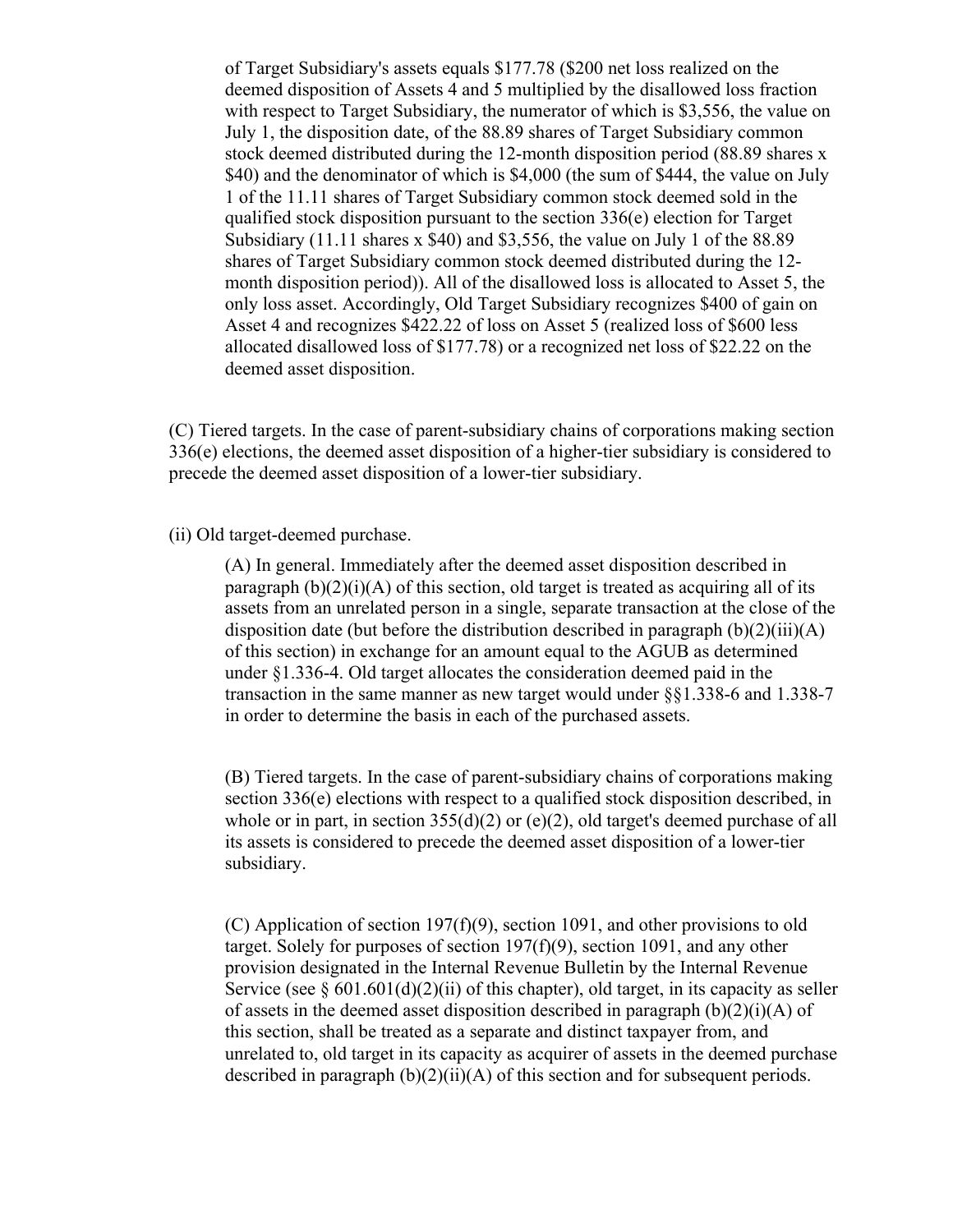of Target Subsidiary's assets equals $177.78 ($200 net loss realized on the deemed disposition of Assets 4 and 5 multiplied by the disallowed loss fraction with respect to Target Subsidiary, the numerator of which is $3,556, the value on July 1, the disposition date, of the 88.89 shares of Target Subsidiary common stock deemed distributed during the 12-month disposition period (88.89 shares x $40) and the denominator of which is $4,000 (the sum of $444, the value on July 1 of the 11.11 shares of Target Subsidiary common stock deemed sold in the qualified stock disposition pursuant to the section 336(e) election for Target Subsidiary (11.11 shares x $40) and $3,556, the value on July 1 of the 88.89 shares of Target Subsidiary common stock deemed distributed during the 12-month disposition period)). All of the disallowed loss is allocated to Asset 5, the only loss asset. Accordingly, Old Target Subsidiary recognizes $400 of gain on Asset 4 and recognizes $422.22 of loss on Asset 5 (realized loss of $600 less allocated disallowed loss of $177.78) or a recognized net loss of $22.22 on the deemed asset disposition.

(C) Tiered targets. In the case of parent-subsidiary chains of corporations making section 336(e) elections, the deemed asset disposition of a higher-tier subsidiary is considered to precede the deemed asset disposition of a lower-tier subsidiary.

(ii) Old target-deemed purchase.

(A) In general. Immediately after the deemed asset disposition described in paragraph (b)(2)(i)(A) of this section, old target is treated as acquiring all of its assets from an unrelated person in a single, separate transaction at the close of the disposition date (but before the distribution described in paragraph (b)(2)(iii)(A) of this section) in exchange for an amount equal to the AGUB as determined under §1.336-4. Old target allocates the consideration deemed paid in the transaction in the same manner as new target would under §§1.338-6 and 1.338-7 in order to determine the basis in each of the purchased assets.

(B) Tiered targets. In the case of parent-subsidiary chains of corporations making section 336(e) elections with respect to a qualified stock disposition described, in whole or in part, in section 355(d)(2) or (e)(2), old target's deemed purchase of all its assets is considered to precede the deemed asset disposition of a lower-tier subsidiary.

(C) Application of section 197(f)(9), section 1091, and other provisions to old target. Solely for purposes of section 197(f)(9), section 1091, and any other provision designated in the Internal Revenue Bulletin by the Internal Revenue Service (see § 601.601(d)(2)(ii) of this chapter), old target, in its capacity as seller of assets in the deemed asset disposition described in paragraph (b)(2)(i)(A) of this section, shall be treated as a separate and distinct taxpayer from, and unrelated to, old target in its capacity as acquirer of assets in the deemed purchase described in paragraph (b)(2)(ii)(A) of this section and for subsequent periods.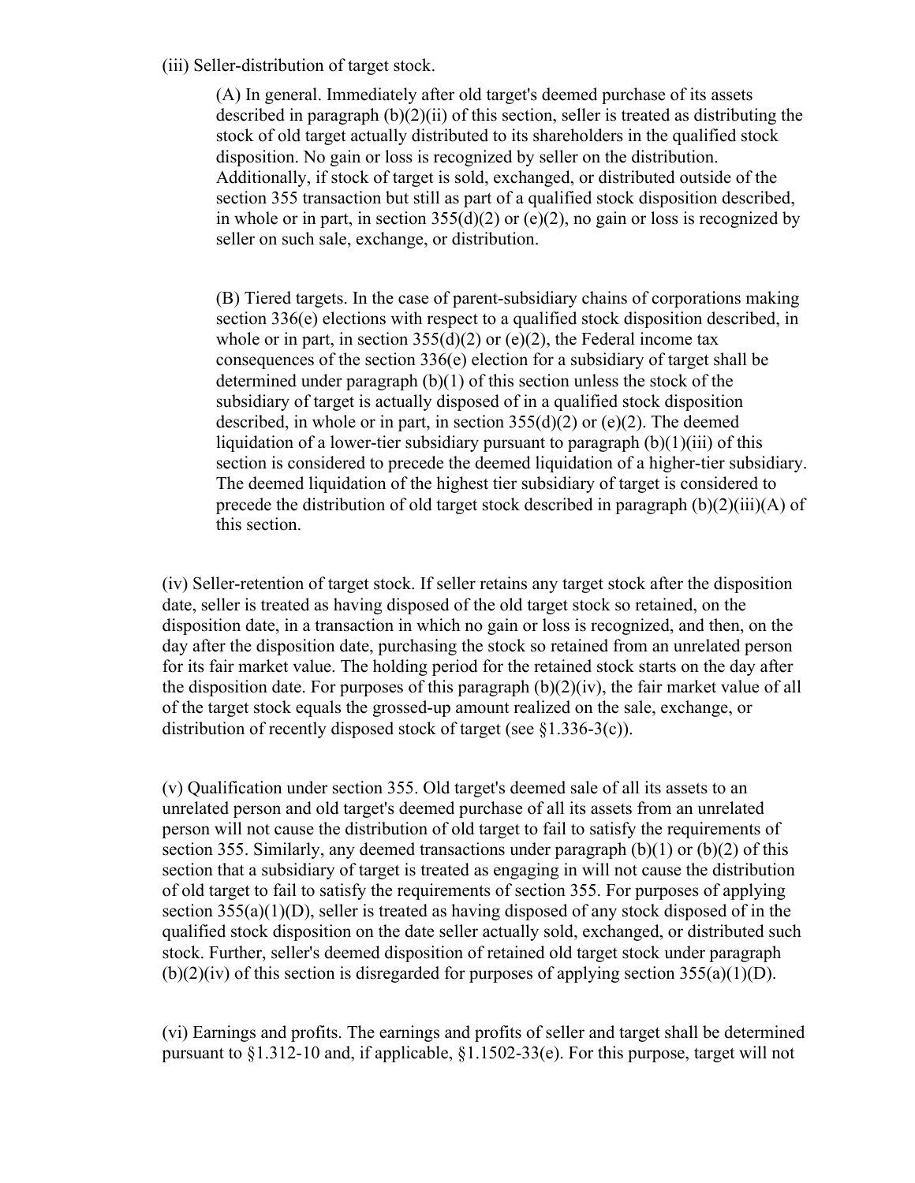(iii) Seller-distribution of target stock.

(A) In general. Immediately after old target's deemed purchase of its assets described in paragraph (b)(2)(ii) of this section, seller is treated as distributing the stock of old target actually distributed to its shareholders in the qualified stock disposition. No gain or loss is recognized by seller on the distribution. Additionally, if stock of target is sold, exchanged, or distributed outside of the section 355 transaction but still as part of a qualified stock disposition described, in whole or in part, in section 355(d)(2) or (e)(2), no gain or loss is recognized by seller on such sale, exchange, or distribution.

(B) Tiered targets. In the case of parent-subsidiary chains of corporations making section 336(e) elections with respect to a qualified stock disposition described, in whole or in part, in section 355(d)(2) or (e)(2), the Federal income tax consequences of the section 336(e) election for a subsidiary of target shall be determined under paragraph (b)(1) of this section unless the stock of the subsidiary of target is actually disposed of in a qualified stock disposition described, in whole or in part, in section 355(d)(2) or (e)(2). The deemed liquidation of a lower-tier subsidiary pursuant to paragraph (b)(1)(iii) of this section is considered to precede the deemed liquidation of a higher-tier subsidiary. The deemed liquidation of the highest tier subsidiary of target is considered to precede the distribution of old target stock described in paragraph (b)(2)(iii)(A) of this section.

(iv) Seller-retention of target stock. If seller retains any target stock after the disposition date, seller is treated as having disposed of the old target stock so retained, on the disposition date, in a transaction in which no gain or loss is recognized, and then, on the day after the disposition date, purchasing the stock so retained from an unrelated person for its fair market value. The holding period for the retained stock starts on the day after the disposition date. For purposes of this paragraph (b)(2)(iv), the fair market value of all of the target stock equals the grossed-up amount realized on the sale, exchange, or distribution of recently disposed stock of target (see §1.336-3(c)).

(v) Qualification under section 355. Old target's deemed sale of all its assets to an unrelated person and old target's deemed purchase of all its assets from an unrelated person will not cause the distribution of old target to fail to satisfy the requirements of section 355. Similarly, any deemed transactions under paragraph (b)(1) or (b)(2) of this section that a subsidiary of target is treated as engaging in will not cause the distribution of old target to fail to satisfy the requirements of section 355. For purposes of applying section 355(a)(1)(D), seller is treated as having disposed of any stock disposed of in the qualified stock disposition on the date seller actually sold, exchanged, or distributed such stock. Further, seller's deemed disposition of retained old target stock under paragraph (b)(2)(iv) of this section is disregarded for purposes of applying section 355(a)(1)(D).

(vi) Earnings and profits. The earnings and profits of seller and target shall be determined pursuant to §1.312-10 and, if applicable, §1.1502-33(e). For this purpose, target will not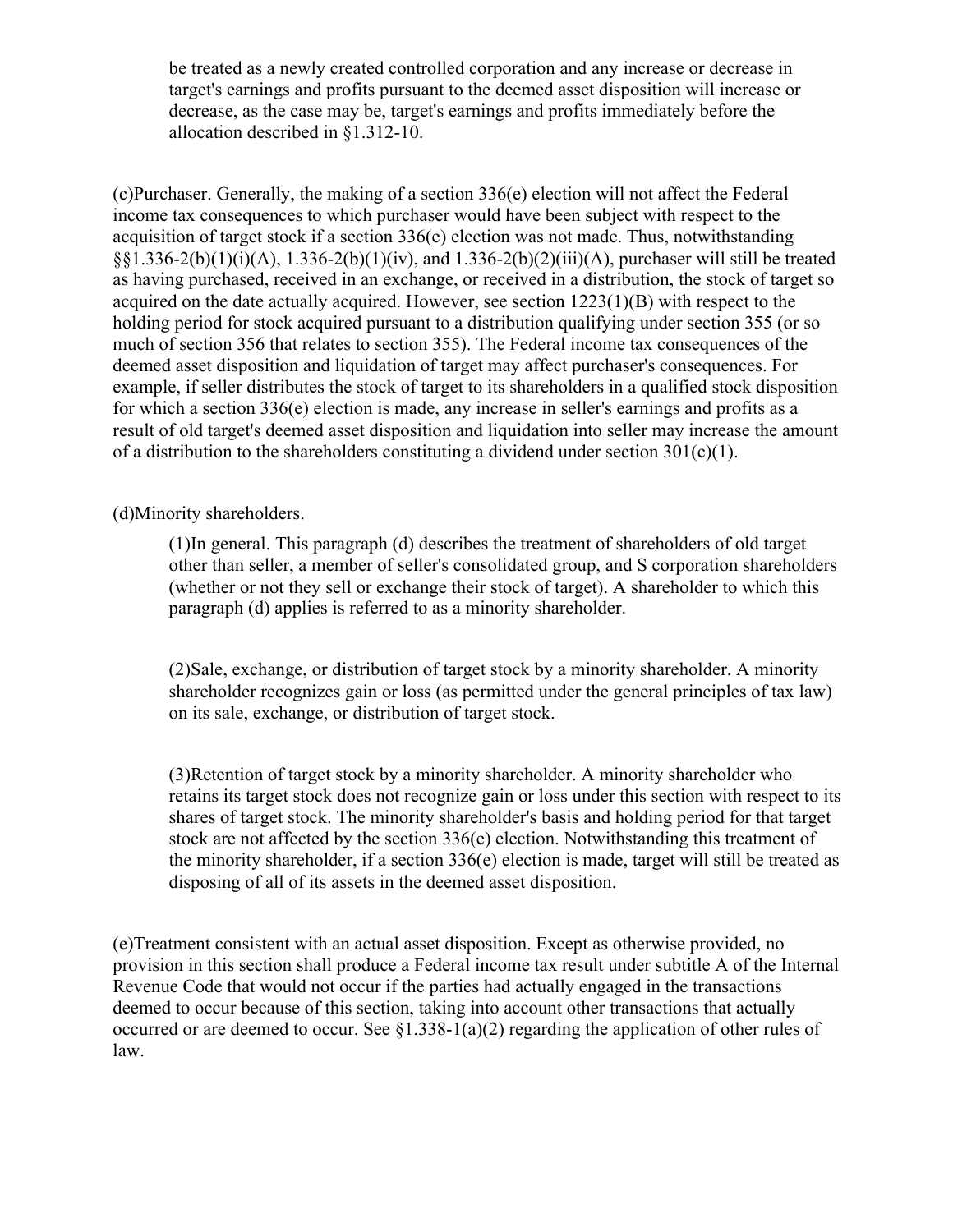be treated as a newly created controlled corporation and any increase or decrease in target's earnings and profits pursuant to the deemed asset disposition will increase or decrease, as the case may be, target's earnings and profits immediately before the allocation described in §1.312-10.

(c)Purchaser. Generally, the making of a section 336(e) election will not affect the Federal income tax consequences to which purchaser would have been subject with respect to the acquisition of target stock if a section 336(e) election was not made. Thus, notwithstanding §§1.336-2(b)(1)(i)(A), 1.336-2(b)(1)(iv), and 1.336-2(b)(2)(iii)(A), purchaser will still be treated as having purchased, received in an exchange, or received in a distribution, the stock of target so acquired on the date actually acquired. However, see section 1223(1)(B) with respect to the holding period for stock acquired pursuant to a distribution qualifying under section 355 (or so much of section 356 that relates to section 355). The Federal income tax consequences of the deemed asset disposition and liquidation of target may affect purchaser's consequences. For example, if seller distributes the stock of target to its shareholders in a qualified stock disposition for which a section 336(e) election is made, any increase in seller's earnings and profits as a result of old target's deemed asset disposition and liquidation into seller may increase the amount of a distribution to the shareholders constituting a dividend under section 301(c)(1).

(d)Minority shareholders.

(1)In general. This paragraph (d) describes the treatment of shareholders of old target other than seller, a member of seller's consolidated group, and S corporation shareholders (whether or not they sell or exchange their stock of target). A shareholder to which this paragraph (d) applies is referred to as a minority shareholder.

(2)Sale, exchange, or distribution of target stock by a minority shareholder. A minority shareholder recognizes gain or loss (as permitted under the general principles of tax law) on its sale, exchange, or distribution of target stock.

(3)Retention of target stock by a minority shareholder. A minority shareholder who retains its target stock does not recognize gain or loss under this section with respect to its shares of target stock. The minority shareholder's basis and holding period for that target stock are not affected by the section 336(e) election. Notwithstanding this treatment of the minority shareholder, if a section 336(e) election is made, target will still be treated as disposing of all of its assets in the deemed asset disposition.

(e)Treatment consistent with an actual asset disposition. Except as otherwise provided, no provision in this section shall produce a Federal income tax result under subtitle A of the Internal Revenue Code that would not occur if the parties had actually engaged in the transactions deemed to occur because of this section, taking into account other transactions that actually occurred or are deemed to occur. See §1.338-1(a)(2) regarding the application of other rules of law.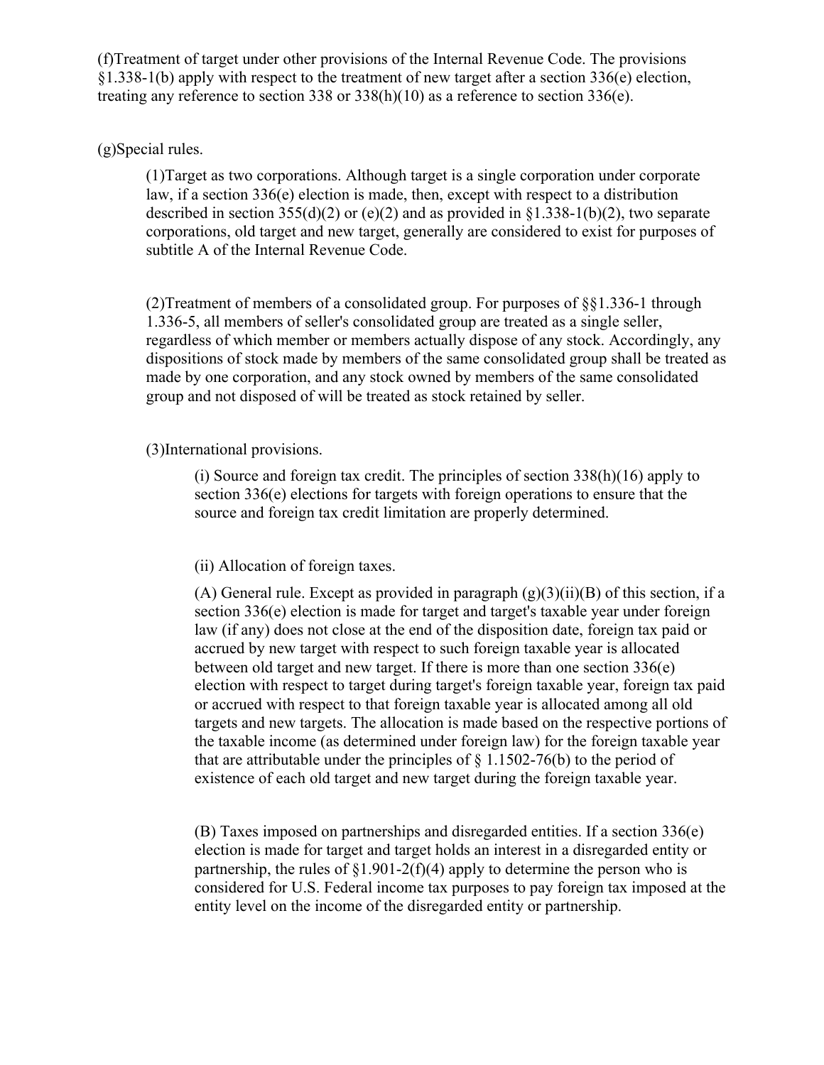(f)Treatment of target under other provisions of the Internal Revenue Code. The provisions §1.338-1(b) apply with respect to the treatment of new target after a section 336(e) election, treating any reference to section 338 or 338(h)(10) as a reference to section 336(e).

(g)Special rules.

(1)Target as two corporations. Although target is a single corporation under corporate law, if a section 336(e) election is made, then, except with respect to a distribution described in section 355(d)(2) or (e)(2) and as provided in §1.338-1(b)(2), two separate corporations, old target and new target, generally are considered to exist for purposes of subtitle A of the Internal Revenue Code.

(2)Treatment of members of a consolidated group. For purposes of §§1.336-1 through 1.336-5, all members of seller's consolidated group are treated as a single seller, regardless of which member or members actually dispose of any stock. Accordingly, any dispositions of stock made by members of the same consolidated group shall be treated as made by one corporation, and any stock owned by members of the same consolidated group and not disposed of will be treated as stock retained by seller.

(3)International provisions.

(i) Source and foreign tax credit. The principles of section 338(h)(16) apply to section 336(e) elections for targets with foreign operations to ensure that the source and foreign tax credit limitation are properly determined.

(ii) Allocation of foreign taxes.

(A) General rule. Except as provided in paragraph (g)(3)(ii)(B) of this section, if a section 336(e) election is made for target and target's taxable year under foreign law (if any) does not close at the end of the disposition date, foreign tax paid or accrued by new target with respect to such foreign taxable year is allocated between old target and new target. If there is more than one section 336(e) election with respect to target during target's foreign taxable year, foreign tax paid or accrued with respect to that foreign taxable year is allocated among all old targets and new targets. The allocation is made based on the respective portions of the taxable income (as determined under foreign law) for the foreign taxable year that are attributable under the principles of § 1.1502-76(b) to the period of existence of each old target and new target during the foreign taxable year.

(B) Taxes imposed on partnerships and disregarded entities. If a section 336(e) election is made for target and target holds an interest in a disregarded entity or partnership, the rules of §1.901-2(f)(4) apply to determine the person who is considered for U.S. Federal income tax purposes to pay foreign tax imposed at the entity level on the income of the disregarded entity or partnership.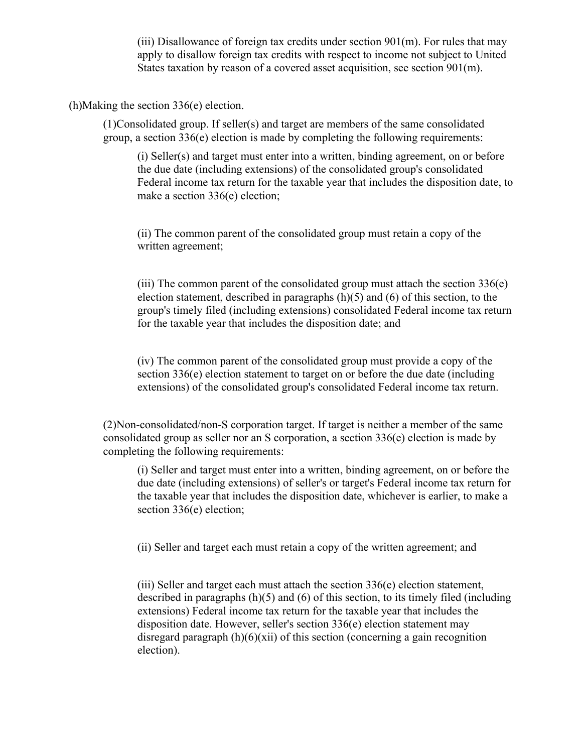(iii) Disallowance of foreign tax credits under section 901(m). For rules that may apply to disallow foreign tax credits with respect to income not subject to United States taxation by reason of a covered asset acquisition, see section 901(m).

(h)Making the section 336(e) election.

(1)Consolidated group. If seller(s) and target are members of the same consolidated group, a section 336(e) election is made by completing the following requirements:

(i) Seller(s) and target must enter into a written, binding agreement, on or before the due date (including extensions) of the consolidated group's consolidated Federal income tax return for the taxable year that includes the disposition date, to make a section 336(e) election;

(ii) The common parent of the consolidated group must retain a copy of the written agreement;

(iii) The common parent of the consolidated group must attach the section 336(e) election statement, described in paragraphs (h)(5) and (6) of this section, to the group's timely filed (including extensions) consolidated Federal income tax return for the taxable year that includes the disposition date; and

(iv) The common parent of the consolidated group must provide a copy of the section 336(e) election statement to target on or before the due date (including extensions) of the consolidated group's consolidated Federal income tax return.

(2)Non-consolidated/non-S corporation target. If target is neither a member of the same consolidated group as seller nor an S corporation, a section 336(e) election is made by completing the following requirements:

(i) Seller and target must enter into a written, binding agreement, on or before the due date (including extensions) of seller's or target's Federal income tax return for the taxable year that includes the disposition date, whichever is earlier, to make a section 336(e) election;

(ii) Seller and target each must retain a copy of the written agreement; and

(iii) Seller and target each must attach the section 336(e) election statement, described in paragraphs (h)(5) and (6) of this section, to its timely filed (including extensions) Federal income tax return for the taxable year that includes the disposition date. However, seller's section 336(e) election statement may disregard paragraph (h)(6)(xii) of this section (concerning a gain recognition election).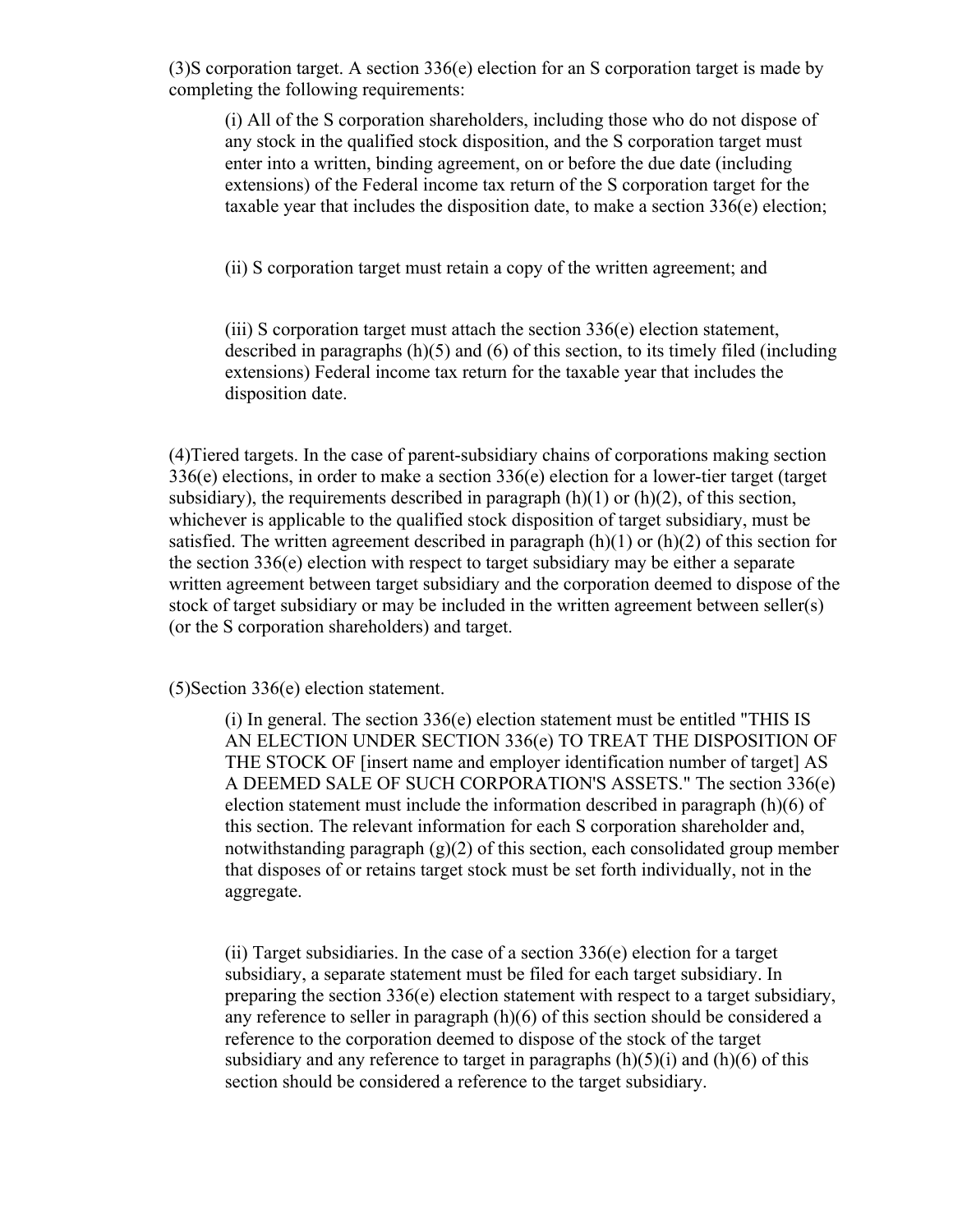(3)S corporation target. A section 336(e) election for an S corporation target is made by completing the following requirements:

(i) All of the S corporation shareholders, including those who do not dispose of any stock in the qualified stock disposition, and the S corporation target must enter into a written, binding agreement, on or before the due date (including extensions) of the Federal income tax return of the S corporation target for the taxable year that includes the disposition date, to make a section 336(e) election;

(ii) S corporation target must retain a copy of the written agreement; and

(iii) S corporation target must attach the section 336(e) election statement, described in paragraphs (h)(5) and (6) of this section, to its timely filed (including extensions) Federal income tax return for the taxable year that includes the disposition date.

(4)Tiered targets. In the case of parent-subsidiary chains of corporations making section 336(e) elections, in order to make a section 336(e) election for a lower-tier target (target subsidiary), the requirements described in paragraph (h)(1) or (h)(2), of this section, whichever is applicable to the qualified stock disposition of target subsidiary, must be satisfied. The written agreement described in paragraph (h)(1) or (h)(2) of this section for the section 336(e) election with respect to target subsidiary may be either a separate written agreement between target subsidiary and the corporation deemed to dispose of the stock of target subsidiary or may be included in the written agreement between seller(s) (or the S corporation shareholders) and target.

(5)Section 336(e) election statement.

(i) In general. The section 336(e) election statement must be entitled "THIS IS AN ELECTION UNDER SECTION 336(e) TO TREAT THE DISPOSITION OF THE STOCK OF [insert name and employer identification number of target] AS A DEEMED SALE OF SUCH CORPORATION'S ASSETS." The section 336(e) election statement must include the information described in paragraph (h)(6) of this section. The relevant information for each S corporation shareholder and, notwithstanding paragraph (g)(2) of this section, each consolidated group member that disposes of or retains target stock must be set forth individually, not in the aggregate.

(ii) Target subsidiaries. In the case of a section 336(e) election for a target subsidiary, a separate statement must be filed for each target subsidiary. In preparing the section 336(e) election statement with respect to a target subsidiary, any reference to seller in paragraph (h)(6) of this section should be considered a reference to the corporation deemed to dispose of the stock of the target subsidiary and any reference to target in paragraphs (h)(5)(i) and (h)(6) of this section should be considered a reference to the target subsidiary.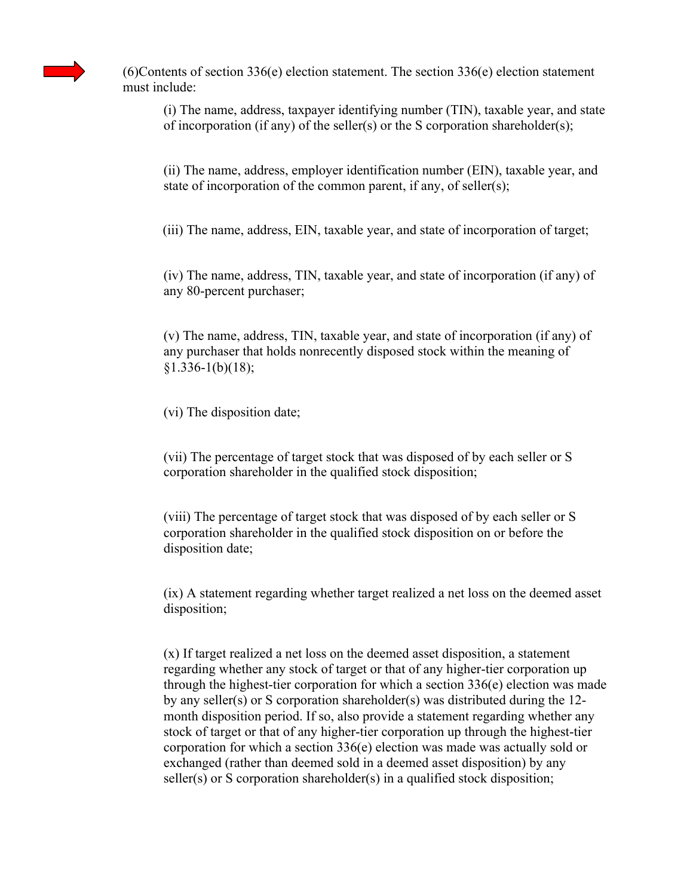(6)Contents of section 336(e) election statement. The section 336(e) election statement must include:

(i) The name, address, taxpayer identifying number (TIN), taxable year, and state of incorporation (if any) of the seller(s) or the S corporation shareholder(s);

(ii) The name, address, employer identification number (EIN), taxable year, and state of incorporation of the common parent, if any, of seller(s);

(iii) The name, address, EIN, taxable year, and state of incorporation of target;

(iv) The name, address, TIN, taxable year, and state of incorporation (if any) of any 80-percent purchaser;

(v) The name, address, TIN, taxable year, and state of incorporation (if any) of any purchaser that holds nonrecently disposed stock within the meaning of §1.336-1(b)(18);

(vi) The disposition date;

(vii) The percentage of target stock that was disposed of by each seller or S corporation shareholder in the qualified stock disposition;

(viii) The percentage of target stock that was disposed of by each seller or S corporation shareholder in the qualified stock disposition on or before the disposition date;

(ix) A statement regarding whether target realized a net loss on the deemed asset disposition;

(x) If target realized a net loss on the deemed asset disposition, a statement regarding whether any stock of target or that of any higher-tier corporation up through the highest-tier corporation for which a section 336(e) election was made by any seller(s) or S corporation shareholder(s) was distributed during the 12-month disposition period. If so, also provide a statement regarding whether any stock of target or that of any higher-tier corporation up through the highest-tier corporation for which a section 336(e) election was made was actually sold or exchanged (rather than deemed sold in a deemed asset disposition) by any seller(s) or S corporation shareholder(s) in a qualified stock disposition;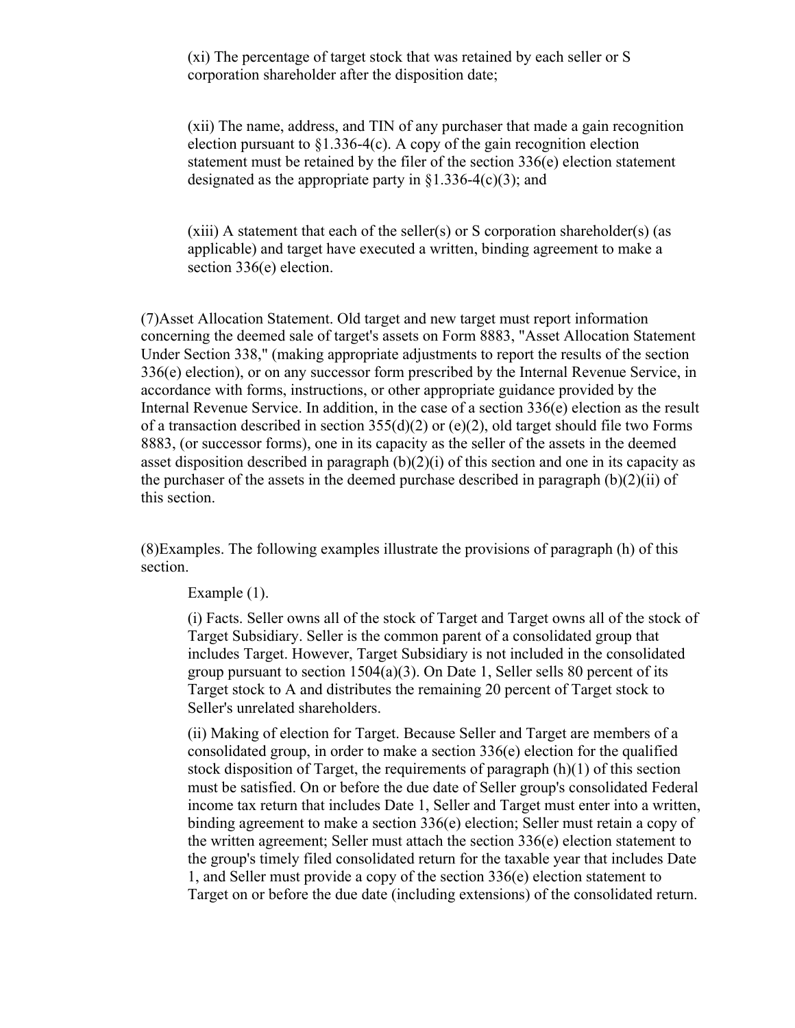(xi) The percentage of target stock that was retained by each seller or S corporation shareholder after the disposition date;

(xii) The name, address, and TIN of any purchaser that made a gain recognition election pursuant to §1.336-4(c). A copy of the gain recognition election statement must be retained by the filer of the section 336(e) election statement designated as the appropriate party in §1.336-4(c)(3); and

(xiii) A statement that each of the seller(s) or S corporation shareholder(s) (as applicable) and target have executed a written, binding agreement to make a section 336(e) election.

(7)Asset Allocation Statement. Old target and new target must report information concerning the deemed sale of target's assets on Form 8883, "Asset Allocation Statement Under Section 338," (making appropriate adjustments to report the results of the section 336(e) election), or on any successor form prescribed by the Internal Revenue Service, in accordance with forms, instructions, or other appropriate guidance provided by the Internal Revenue Service. In addition, in the case of a section 336(e) election as the result of a transaction described in section 355(d)(2) or (e)(2), old target should file two Forms 8883, (or successor forms), one in its capacity as the seller of the assets in the deemed asset disposition described in paragraph (b)(2)(i) of this section and one in its capacity as the purchaser of the assets in the deemed purchase described in paragraph (b)(2)(ii) of this section.

(8)Examples. The following examples illustrate the provisions of paragraph (h) of this section.

Example (1).

(i) Facts. Seller owns all of the stock of Target and Target owns all of the stock of Target Subsidiary. Seller is the common parent of a consolidated group that includes Target. However, Target Subsidiary is not included in the consolidated group pursuant to section 1504(a)(3). On Date 1, Seller sells 80 percent of its Target stock to A and distributes the remaining 20 percent of Target stock to Seller's unrelated shareholders.

(ii) Making of election for Target. Because Seller and Target are members of a consolidated group, in order to make a section 336(e) election for the qualified stock disposition of Target, the requirements of paragraph (h)(1) of this section must be satisfied. On or before the due date of Seller group's consolidated Federal income tax return that includes Date 1, Seller and Target must enter into a written, binding agreement to make a section 336(e) election; Seller must retain a copy of the written agreement; Seller must attach the section 336(e) election statement to the group's timely filed consolidated return for the taxable year that includes Date 1, and Seller must provide a copy of the section 336(e) election statement to Target on or before the due date (including extensions) of the consolidated return.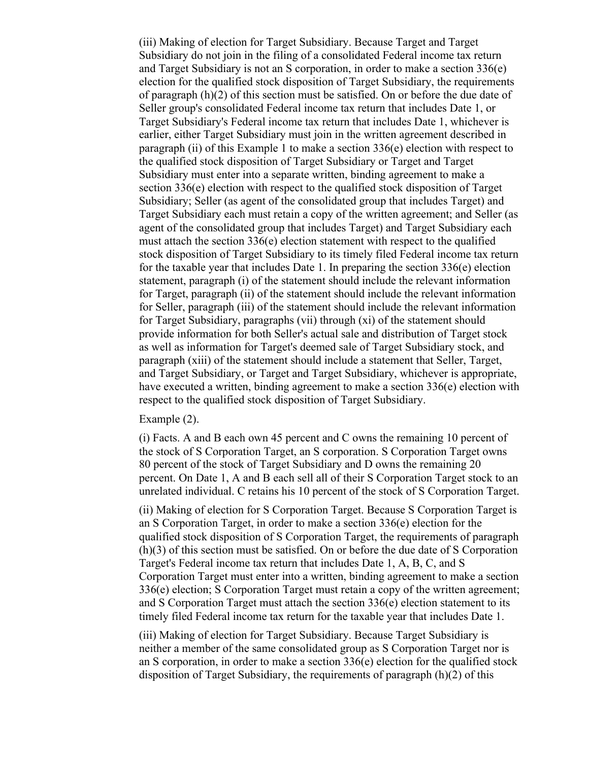(iii) Making of election for Target Subsidiary. Because Target and Target Subsidiary do not join in the filing of a consolidated Federal income tax return and Target Subsidiary is not an S corporation, in order to make a section 336(e) election for the qualified stock disposition of Target Subsidiary, the requirements of paragraph (h)(2) of this section must be satisfied. On or before the due date of Seller group's consolidated Federal income tax return that includes Date 1, or Target Subsidiary's Federal income tax return that includes Date 1, whichever is earlier, either Target Subsidiary must join in the written agreement described in paragraph (ii) of this Example 1 to make a section 336(e) election with respect to the qualified stock disposition of Target Subsidiary or Target and Target Subsidiary must enter into a separate written, binding agreement to make a section 336(e) election with respect to the qualified stock disposition of Target Subsidiary; Seller (as agent of the consolidated group that includes Target) and Target Subsidiary each must retain a copy of the written agreement; and Seller (as agent of the consolidated group that includes Target) and Target Subsidiary each must attach the section 336(e) election statement with respect to the qualified stock disposition of Target Subsidiary to its timely filed Federal income tax return for the taxable year that includes Date 1. In preparing the section 336(e) election statement, paragraph (i) of the statement should include the relevant information for Target, paragraph (ii) of the statement should include the relevant information for Seller, paragraph (iii) of the statement should include the relevant information for Target Subsidiary, paragraphs (vii) through (xi) of the statement should provide information for both Seller's actual sale and distribution of Target stock as well as information for Target's deemed sale of Target Subsidiary stock, and paragraph (xiii) of the statement should include a statement that Seller, Target, and Target Subsidiary, or Target and Target Subsidiary, whichever is appropriate, have executed a written, binding agreement to make a section 336(e) election with respect to the qualified stock disposition of Target Subsidiary.

Example (2).

(i) Facts. A and B each own 45 percent and C owns the remaining 10 percent of the stock of S Corporation Target, an S corporation. S Corporation Target owns 80 percent of the stock of Target Subsidiary and D owns the remaining 20 percent. On Date 1, A and B each sell all of their S Corporation Target stock to an unrelated individual. C retains his 10 percent of the stock of S Corporation Target.

(ii) Making of election for S Corporation Target. Because S Corporation Target is an S Corporation Target, in order to make a section 336(e) election for the qualified stock disposition of S Corporation Target, the requirements of paragraph (h)(3) of this section must be satisfied. On or before the due date of S Corporation Target's Federal income tax return that includes Date 1, A, B, C, and S Corporation Target must enter into a written, binding agreement to make a section 336(e) election; S Corporation Target must retain a copy of the written agreement; and S Corporation Target must attach the section 336(e) election statement to its timely filed Federal income tax return for the taxable year that includes Date 1.

(iii) Making of election for Target Subsidiary. Because Target Subsidiary is neither a member of the same consolidated group as S Corporation Target nor is an S corporation, in order to make a section 336(e) election for the qualified stock disposition of Target Subsidiary, the requirements of paragraph (h)(2) of this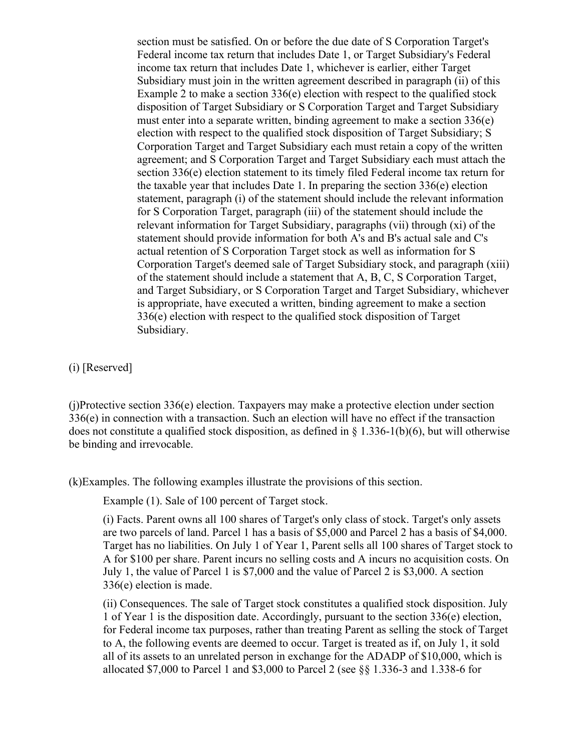section must be satisfied. On or before the due date of S Corporation Target's Federal income tax return that includes Date 1, or Target Subsidiary's Federal income tax return that includes Date 1, whichever is earlier, either Target Subsidiary must join in the written agreement described in paragraph (ii) of this Example 2 to make a section 336(e) election with respect to the qualified stock disposition of Target Subsidiary or S Corporation Target and Target Subsidiary must enter into a separate written, binding agreement to make a section 336(e) election with respect to the qualified stock disposition of Target Subsidiary; S Corporation Target and Target Subsidiary each must retain a copy of the written agreement; and S Corporation Target and Target Subsidiary each must attach the section 336(e) election statement to its timely filed Federal income tax return for the taxable year that includes Date 1. In preparing the section 336(e) election statement, paragraph (i) of the statement should include the relevant information for S Corporation Target, paragraph (iii) of the statement should include the relevant information for Target Subsidiary, paragraphs (vii) through (xi) of the statement should provide information for both A's and B's actual sale and C's actual retention of S Corporation Target stock as well as information for S Corporation Target's deemed sale of Target Subsidiary stock, and paragraph (xiii) of the statement should include a statement that A, B, C, S Corporation Target, and Target Subsidiary, or S Corporation Target and Target Subsidiary, whichever is appropriate, have executed a written, binding agreement to make a section 336(e) election with respect to the qualified stock disposition of Target Subsidiary.

(i) [Reserved]

(j)Protective section 336(e) election. Taxpayers may make a protective election under section 336(e) in connection with a transaction. Such an election will have no effect if the transaction does not constitute a qualified stock disposition, as defined in § 1.336-1(b)(6), but will otherwise be binding and irrevocable.

(k)Examples. The following examples illustrate the provisions of this section.

Example (1). Sale of 100 percent of Target stock.

(i) Facts. Parent owns all 100 shares of Target's only class of stock. Target's only assets are two parcels of land. Parcel 1 has a basis of $5,000 and Parcel 2 has a basis of $4,000. Target has no liabilities. On July 1 of Year 1, Parent sells all 100 shares of Target stock to A for $100 per share. Parent incurs no selling costs and A incurs no acquisition costs. On July 1, the value of Parcel 1 is $7,000 and the value of Parcel 2 is $3,000. A section 336(e) election is made.

(ii) Consequences. The sale of Target stock constitutes a qualified stock disposition. July 1 of Year 1 is the disposition date. Accordingly, pursuant to the section 336(e) election, for Federal income tax purposes, rather than treating Parent as selling the stock of Target to A, the following events are deemed to occur. Target is treated as if, on July 1, it sold all of its assets to an unrelated person in exchange for the ADADP of $10,000, which is allocated $7,000 to Parcel 1 and $3,000 to Parcel 2 (see §§ 1.336-3 and 1.338-6 for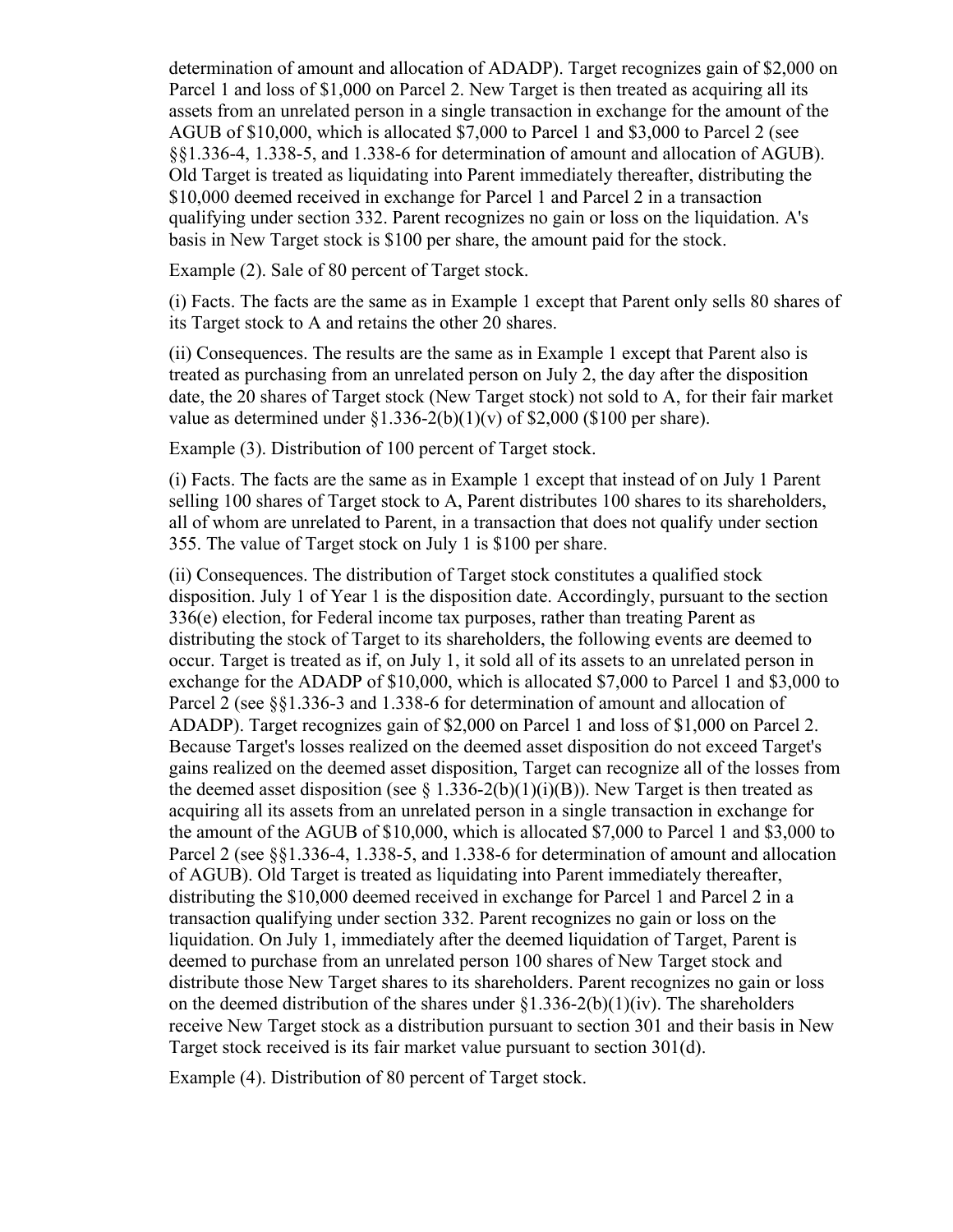determination of amount and allocation of ADADP). Target recognizes gain of $2,000 on Parcel 1 and loss of $1,000 on Parcel 2. New Target is then treated as acquiring all its assets from an unrelated person in a single transaction in exchange for the amount of the AGUB of $10,000, which is allocated $7,000 to Parcel 1 and $3,000 to Parcel 2 (see §§1.336-4, 1.338-5, and 1.338-6 for determination of amount and allocation of AGUB). Old Target is treated as liquidating into Parent immediately thereafter, distributing the $10,000 deemed received in exchange for Parcel 1 and Parcel 2 in a transaction qualifying under section 332. Parent recognizes no gain or loss on the liquidation. A's basis in New Target stock is $100 per share, the amount paid for the stock.

Example (2). Sale of 80 percent of Target stock.

(i) Facts. The facts are the same as in Example 1 except that Parent only sells 80 shares of its Target stock to A and retains the other 20 shares.

(ii) Consequences. The results are the same as in Example 1 except that Parent also is treated as purchasing from an unrelated person on July 2, the day after the disposition date, the 20 shares of Target stock (New Target stock) not sold to A, for their fair market value as determined under §1.336-2(b)(1)(v) of $2,000 ($100 per share).

Example (3). Distribution of 100 percent of Target stock.

(i) Facts. The facts are the same as in Example 1 except that instead of on July 1 Parent selling 100 shares of Target stock to A, Parent distributes 100 shares to its shareholders, all of whom are unrelated to Parent, in a transaction that does not qualify under section 355. The value of Target stock on July 1 is $100 per share.

(ii) Consequences. The distribution of Target stock constitutes a qualified stock disposition. July 1 of Year 1 is the disposition date. Accordingly, pursuant to the section 336(e) election, for Federal income tax purposes, rather than treating Parent as distributing the stock of Target to its shareholders, the following events are deemed to occur. Target is treated as if, on July 1, it sold all of its assets to an unrelated person in exchange for the ADADP of $10,000, which is allocated $7,000 to Parcel 1 and $3,000 to Parcel 2 (see §§1.336-3 and 1.338-6 for determination of amount and allocation of ADADP). Target recognizes gain of $2,000 on Parcel 1 and loss of $1,000 on Parcel 2. Because Target's losses realized on the deemed asset disposition do not exceed Target's gains realized on the deemed asset disposition, Target can recognize all of the losses from the deemed asset disposition (see § 1.336-2(b)(1)(i)(B)). New Target is then treated as acquiring all its assets from an unrelated person in a single transaction in exchange for the amount of the AGUB of $10,000, which is allocated $7,000 to Parcel 1 and $3,000 to Parcel 2 (see §§1.336-4, 1.338-5, and 1.338-6 for determination of amount and allocation of AGUB). Old Target is treated as liquidating into Parent immediately thereafter, distributing the $10,000 deemed received in exchange for Parcel 1 and Parcel 2 in a transaction qualifying under section 332. Parent recognizes no gain or loss on the liquidation. On July 1, immediately after the deemed liquidation of Target, Parent is deemed to purchase from an unrelated person 100 shares of New Target stock and distribute those New Target shares to its shareholders. Parent recognizes no gain or loss on the deemed distribution of the shares under §1.336-2(b)(1)(iv). The shareholders receive New Target stock as a distribution pursuant to section 301 and their basis in New Target stock received is its fair market value pursuant to section 301(d).

Example (4). Distribution of 80 percent of Target stock.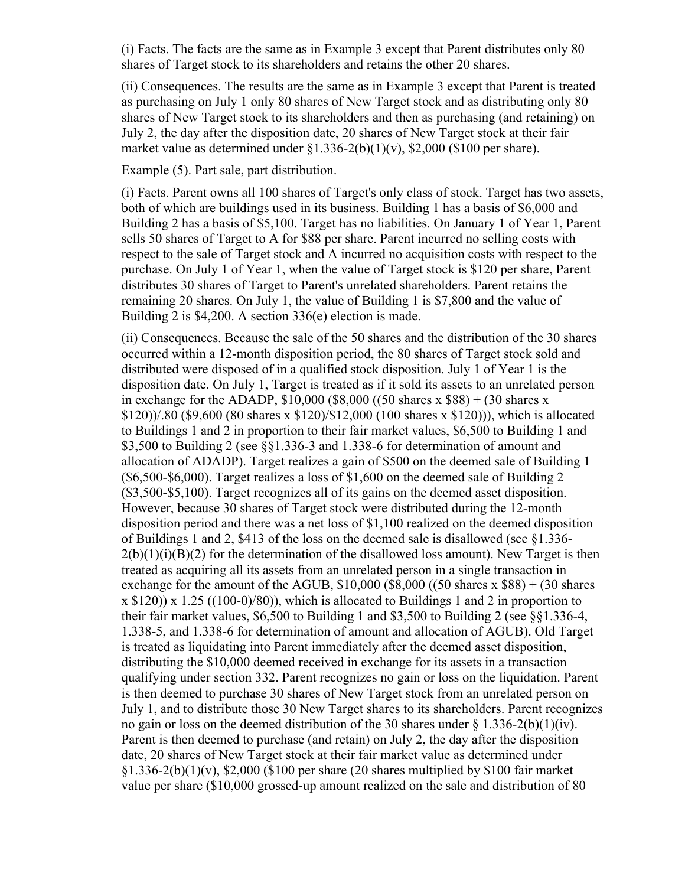(i) Facts. The facts are the same as in Example 3 except that Parent distributes only 80 shares of Target stock to its shareholders and retains the other 20 shares.

(ii) Consequences. The results are the same as in Example 3 except that Parent is treated as purchasing on July 1 only 80 shares of New Target stock and as distributing only 80 shares of New Target stock to its shareholders and then as purchasing (and retaining) on July 2, the day after the disposition date, 20 shares of New Target stock at their fair market value as determined under §1.336-2(b)(1)(v), $2,000 ($100 per share).

Example (5). Part sale, part distribution.

(i) Facts. Parent owns all 100 shares of Target's only class of stock. Target has two assets, both of which are buildings used in its business. Building 1 has a basis of $6,000 and Building 2 has a basis of $5,100. Target has no liabilities. On January 1 of Year 1, Parent sells 50 shares of Target to A for $88 per share. Parent incurred no selling costs with respect to the sale of Target stock and A incurred no acquisition costs with respect to the purchase. On July 1 of Year 1, when the value of Target stock is $120 per share, Parent distributes 30 shares of Target to Parent's unrelated shareholders. Parent retains the remaining 20 shares. On July 1, the value of Building 1 is $7,800 and the value of Building 2 is $4,200. A section 336(e) election is made.

(ii) Consequences. Because the sale of the 50 shares and the distribution of the 30 shares occurred within a 12-month disposition period, the 80 shares of Target stock sold and distributed were disposed of in a qualified stock disposition. July 1 of Year 1 is the disposition date. On July 1, Target is treated as if it sold its assets to an unrelated person in exchange for the ADADP, $10,000 ($8,000 ((50 shares x $88) + (30 shares x $120))/.80 ($9,600 (80 shares x $120)/$12,000 (100 shares x $120))), which is allocated to Buildings 1 and 2 in proportion to their fair market values, $6,500 to Building 1 and $3,500 to Building 2 (see §§1.336-3 and 1.338-6 for determination of amount and allocation of ADADP). Target realizes a gain of $500 on the deemed sale of Building 1 ($6,500-$6,000). Target realizes a loss of $1,600 on the deemed sale of Building 2 ($3,500-$5,100). Target recognizes all of its gains on the deemed asset disposition. However, because 30 shares of Target stock were distributed during the 12-month disposition period and there was a net loss of $1,100 realized on the deemed disposition of Buildings 1 and 2, $413 of the loss on the deemed sale is disallowed (see §1.336-2(b)(1)(i)(B)(2) for the determination of the disallowed loss amount). New Target is then treated as acquiring all its assets from an unrelated person in a single transaction in exchange for the amount of the AGUB, $10,000 ($8,000 ((50 shares x $88) + (30 shares x $120)) x 1.25 ((100-0)/80)), which is allocated to Buildings 1 and 2 in proportion to their fair market values, $6,500 to Building 1 and $3,500 to Building 2 (see §§1.336-4, 1.338-5, and 1.338-6 for determination of amount and allocation of AGUB). Old Target is treated as liquidating into Parent immediately after the deemed asset disposition, distributing the $10,000 deemed received in exchange for its assets in a transaction qualifying under section 332. Parent recognizes no gain or loss on the liquidation. Parent is then deemed to purchase 30 shares of New Target stock from an unrelated person on July 1, and to distribute those 30 New Target shares to its shareholders. Parent recognizes no gain or loss on the deemed distribution of the 30 shares under § 1.336-2(b)(1)(iv). Parent is then deemed to purchase (and retain) on July 2, the day after the disposition date, 20 shares of New Target stock at their fair market value as determined under §1.336-2(b)(1)(v), $2,000 ($100 per share (20 shares multiplied by $100 fair market value per share ($10,000 grossed-up amount realized on the sale and distribution of 80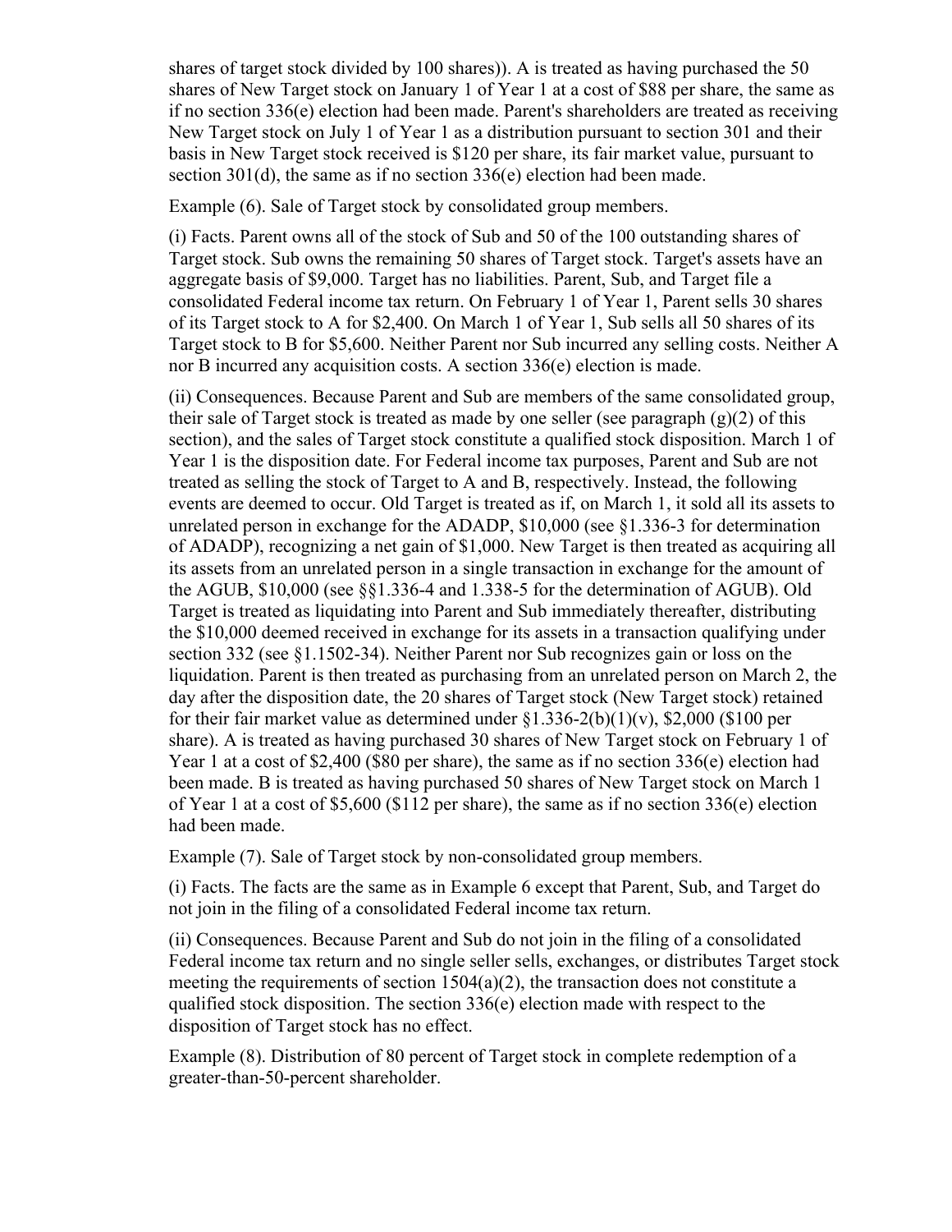shares of target stock divided by 100 shares)). A is treated as having purchased the 50 shares of New Target stock on January 1 of Year 1 at a cost of $88 per share, the same as if no section 336(e) election had been made. Parent's shareholders are treated as receiving New Target stock on July 1 of Year 1 as a distribution pursuant to section 301 and their basis in New Target stock received is $120 per share, its fair market value, pursuant to section 301(d), the same as if no section 336(e) election had been made.

Example (6). Sale of Target stock by consolidated group members.

(i) Facts. Parent owns all of the stock of Sub and 50 of the 100 outstanding shares of Target stock. Sub owns the remaining 50 shares of Target stock. Target's assets have an aggregate basis of $9,000. Target has no liabilities. Parent, Sub, and Target file a consolidated Federal income tax return. On February 1 of Year 1, Parent sells 30 shares of its Target stock to A for $2,400. On March 1 of Year 1, Sub sells all 50 shares of its Target stock to B for $5,600. Neither Parent nor Sub incurred any selling costs. Neither A nor B incurred any acquisition costs. A section 336(e) election is made.

(ii) Consequences. Because Parent and Sub are members of the same consolidated group, their sale of Target stock is treated as made by one seller (see paragraph (g)(2) of this section), and the sales of Target stock constitute a qualified stock disposition. March 1 of Year 1 is the disposition date. For Federal income tax purposes, Parent and Sub are not treated as selling the stock of Target to A and B, respectively. Instead, the following events are deemed to occur. Old Target is treated as if, on March 1, it sold all its assets to unrelated person in exchange for the ADADP, $10,000 (see §1.336-3 for determination of ADADP), recognizing a net gain of $1,000. New Target is then treated as acquiring all its assets from an unrelated person in a single transaction in exchange for the amount of the AGUB, $10,000 (see §§1.336-4 and 1.338-5 for the determination of AGUB). Old Target is treated as liquidating into Parent and Sub immediately thereafter, distributing the $10,000 deemed received in exchange for its assets in a transaction qualifying under section 332 (see §1.1502-34). Neither Parent nor Sub recognizes gain or loss on the liquidation. Parent is then treated as purchasing from an unrelated person on March 2, the day after the disposition date, the 20 shares of Target stock (New Target stock) retained for their fair market value as determined under §1.336-2(b)(1)(v), $2,000 ($100 per share). A is treated as having purchased 30 shares of New Target stock on February 1 of Year 1 at a cost of $2,400 ($80 per share), the same as if no section 336(e) election had been made. B is treated as having purchased 50 shares of New Target stock on March 1 of Year 1 at a cost of $5,600 ($112 per share), the same as if no section 336(e) election had been made.

Example (7). Sale of Target stock by non-consolidated group members.

(i) Facts. The facts are the same as in Example 6 except that Parent, Sub, and Target do not join in the filing of a consolidated Federal income tax return.

(ii) Consequences. Because Parent and Sub do not join in the filing of a consolidated Federal income tax return and no single seller sells, exchanges, or distributes Target stock meeting the requirements of section 1504(a)(2), the transaction does not constitute a qualified stock disposition. The section 336(e) election made with respect to the disposition of Target stock has no effect.

Example (8). Distribution of 80 percent of Target stock in complete redemption of a greater-than-50-percent shareholder.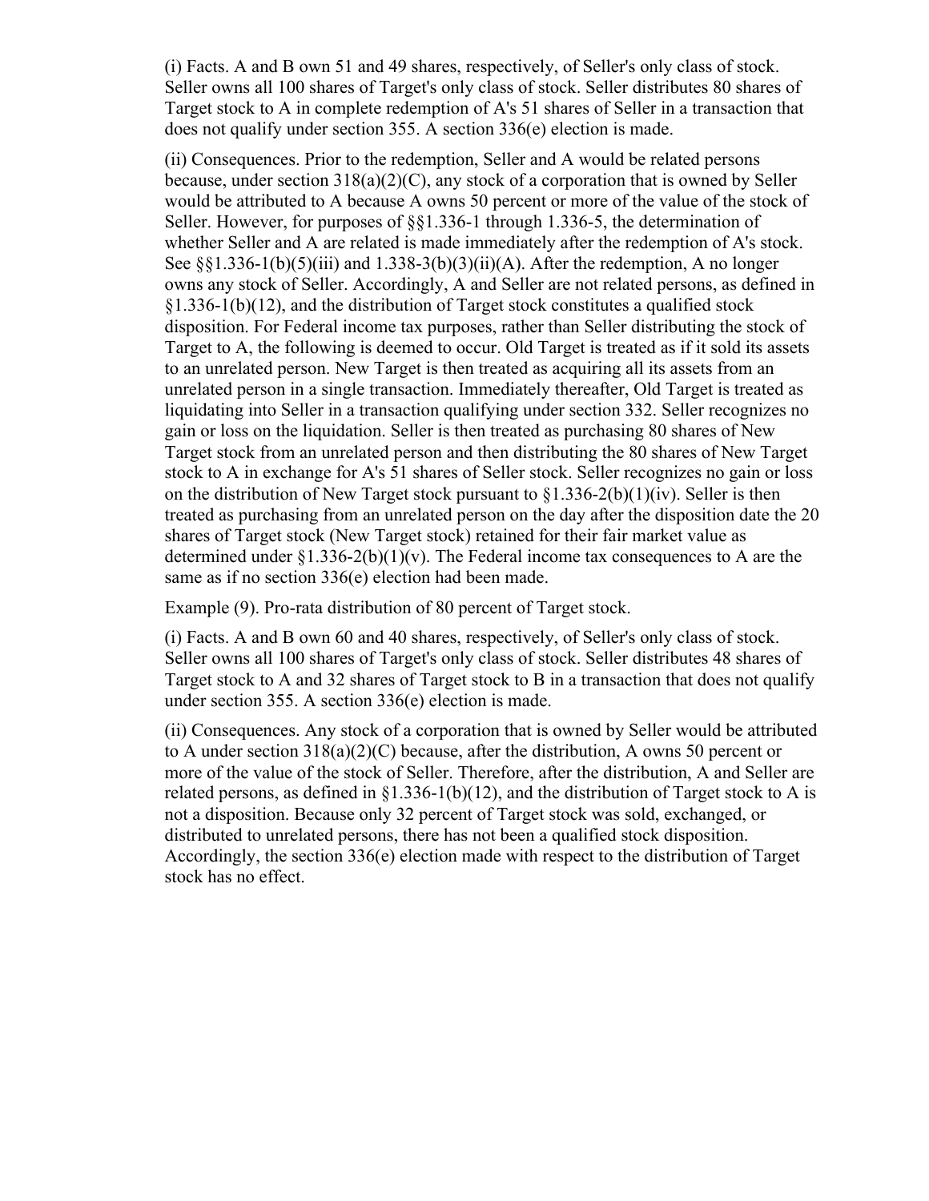(i) Facts. A and B own 51 and 49 shares, respectively, of Seller's only class of stock. Seller owns all 100 shares of Target's only class of stock. Seller distributes 80 shares of Target stock to A in complete redemption of A's 51 shares of Seller in a transaction that does not qualify under section 355. A section 336(e) election is made.

(ii) Consequences. Prior to the redemption, Seller and A would be related persons because, under section 318(a)(2)(C), any stock of a corporation that is owned by Seller would be attributed to A because A owns 50 percent or more of the value of the stock of Seller. However, for purposes of §§1.336-1 through 1.336-5, the determination of whether Seller and A are related is made immediately after the redemption of A's stock. See §§1.336-1(b)(5)(iii) and 1.338-3(b)(3)(ii)(A). After the redemption, A no longer owns any stock of Seller. Accordingly, A and Seller are not related persons, as defined in §1.336-1(b)(12), and the distribution of Target stock constitutes a qualified stock disposition. For Federal income tax purposes, rather than Seller distributing the stock of Target to A, the following is deemed to occur. Old Target is treated as if it sold its assets to an unrelated person. New Target is then treated as acquiring all its assets from an unrelated person in a single transaction. Immediately thereafter, Old Target is treated as liquidating into Seller in a transaction qualifying under section 332. Seller recognizes no gain or loss on the liquidation. Seller is then treated as purchasing 80 shares of New Target stock from an unrelated person and then distributing the 80 shares of New Target stock to A in exchange for A's 51 shares of Seller stock. Seller recognizes no gain or loss on the distribution of New Target stock pursuant to §1.336-2(b)(1)(iv). Seller is then treated as purchasing from an unrelated person on the day after the disposition date the 20 shares of Target stock (New Target stock) retained for their fair market value as determined under §1.336-2(b)(1)(v). The Federal income tax consequences to A are the same as if no section 336(e) election had been made.

Example (9). Pro-rata distribution of 80 percent of Target stock.

(i) Facts. A and B own 60 and 40 shares, respectively, of Seller's only class of stock. Seller owns all 100 shares of Target's only class of stock. Seller distributes 48 shares of Target stock to A and 32 shares of Target stock to B in a transaction that does not qualify under section 355. A section 336(e) election is made.

(ii) Consequences. Any stock of a corporation that is owned by Seller would be attributed to A under section 318(a)(2)(C) because, after the distribution, A owns 50 percent or more of the value of the stock of Seller. Therefore, after the distribution, A and Seller are related persons, as defined in §1.336-1(b)(12), and the distribution of Target stock to A is not a disposition. Because only 32 percent of Target stock was sold, exchanged, or distributed to unrelated persons, there has not been a qualified stock disposition. Accordingly, the section 336(e) election made with respect to the distribution of Target stock has no effect.